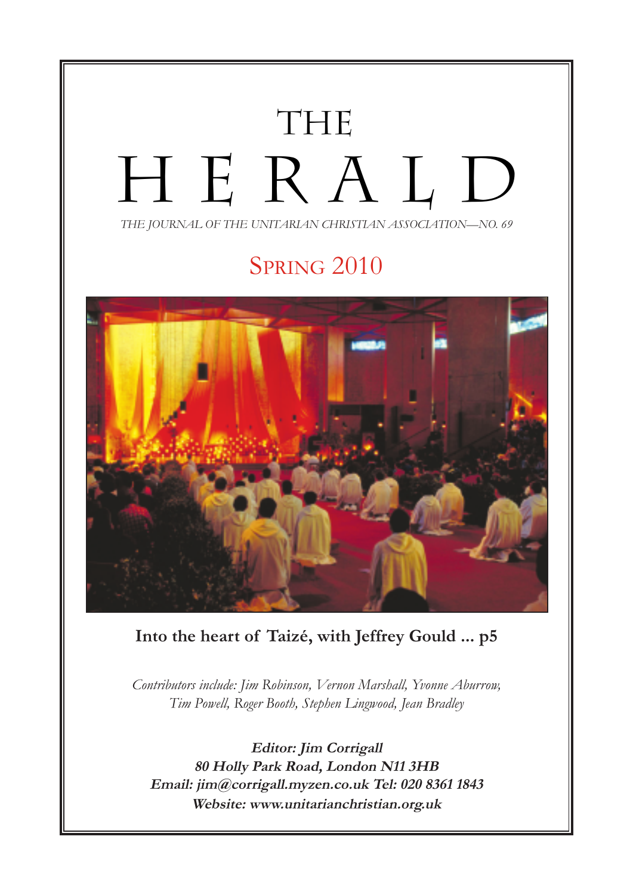# THE HERALD

*THE JOURNAL OF THE UNITARIAN CHRISTIAN ASSOCIATION—NO. 69*

## Spring 2010

**Into the heart of Taizé, with Jeffrey Gould ... p5**

*Contributors include: Jim Robinson, Vernon Marshall, Yvonne Aburrow, Tim Powell, Roger Booth, Stephen Lingwood, Jean Bradley*

***Editor: Jim Corrigall***
***80 Holly Park Road, London N11 3HB***
***Email: jim@corrigall.myzen.co.uk Tel: 020 8361 1843***
***Website: www.unitarianchristian.org.uk***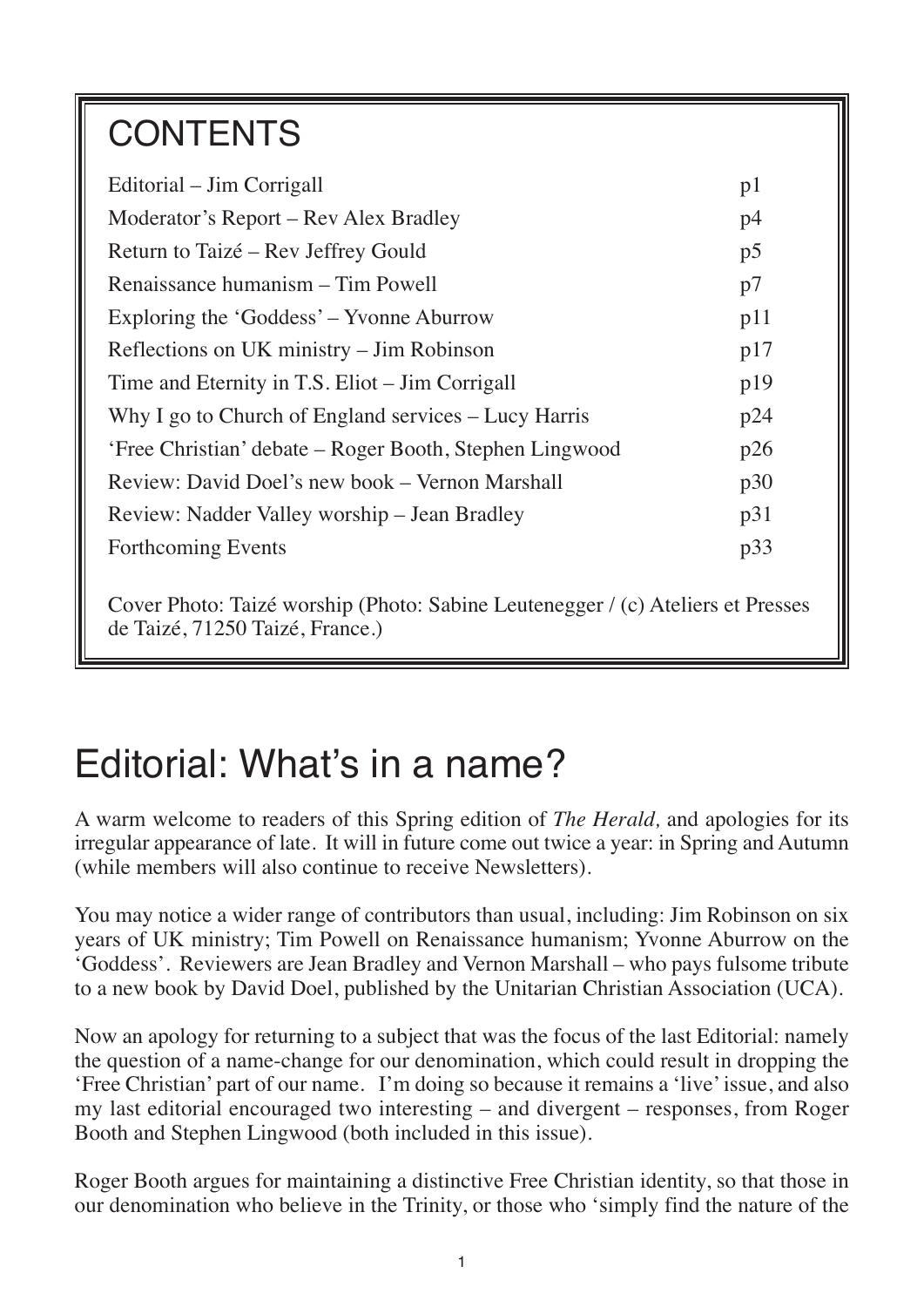## CONTENTS

| | |
|---|---|
| Editorial – Jim Corrigall | p1 |
| Moderator's Report – Rev Alex Bradley | p4 |
| Return to Taizé – Rev Jeffrey Gould | p5 |
| Renaissance humanism – Tim Powell | p7 |
| Exploring the 'Goddess' – Yvonne Aburrow | p11 |
| Reflections on UK ministry – Jim Robinson | p17 |
| Time and Eternity in T.S. Eliot – Jim Corrigall | p19 |
| Why I go to Church of England services – Lucy Harris | p24 |
| 'Free Christian' debate – Roger Booth, Stephen Lingwood | p26 |
| Review: David Doel's new book – Vernon Marshall | p30 |
| Review: Nadder Valley worship – Jean Bradley | p31 |
| Forthcoming Events | p33 |

Cover Photo: Taizé worship (Photo: Sabine Leutenegger / (c) Ateliers et Presses de Taizé, 71250 Taizé, France.)

# Editorial: What's in a name?

A warm welcome to readers of this Spring edition of *The Herald,* and apologies for its irregular appearance of late. It will in future come out twice a year: in Spring and Autumn (while members will also continue to receive Newsletters).

You may notice a wider range of contributors than usual, including: Jim Robinson on six years of UK ministry; Tim Powell on Renaissance humanism; Yvonne Aburrow on the 'Goddess'. Reviewers are Jean Bradley and Vernon Marshall – who pays fulsome tribute to a new book by David Doel, published by the Unitarian Christian Association (UCA).

Now an apology for returning to a subject that was the focus of the last Editorial: namely the question of a name-change for our denomination, which could result in dropping the 'Free Christian' part of our name. I'm doing so because it remains a 'live' issue, and also my last editorial encouraged two interesting – and divergent – responses, from Roger Booth and Stephen Lingwood (both included in this issue).

Roger Booth argues for maintaining a distinctive Free Christian identity, so that those in our denomination who believe in the Trinity, or those who 'simply find the nature of the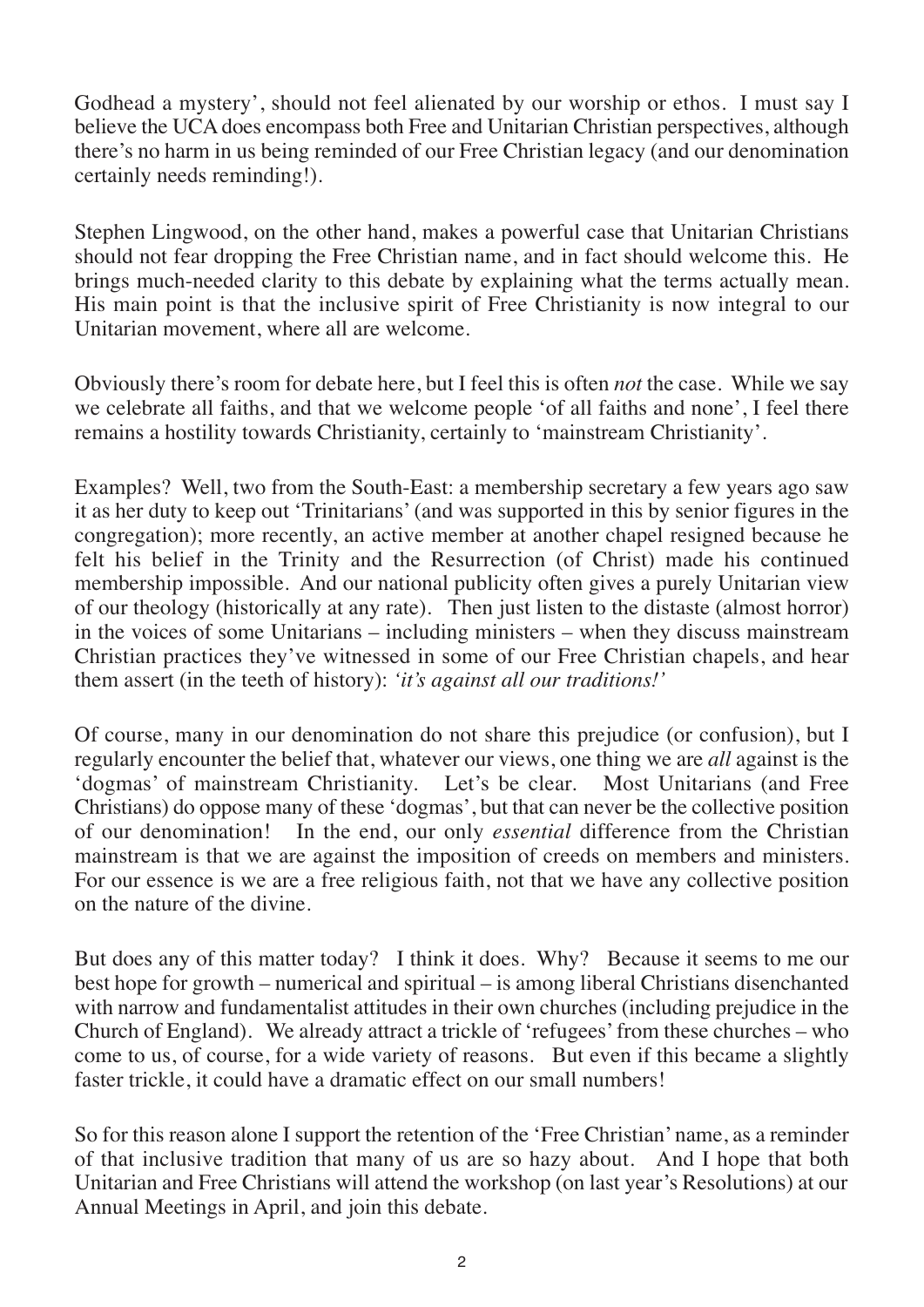Godhead a mystery', should not feel alienated by our worship or ethos. I must say I believe the UCA does encompass both Free and Unitarian Christian perspectives, although there's no harm in us being reminded of our Free Christian legacy (and our denomination certainly needs reminding!).

Stephen Lingwood, on the other hand, makes a powerful case that Unitarian Christians should not fear dropping the Free Christian name, and in fact should welcome this. He brings much-needed clarity to this debate by explaining what the terms actually mean. His main point is that the inclusive spirit of Free Christianity is now integral to our Unitarian movement, where all are welcome.

Obviously there's room for debate here, but I feel this is often *not* the case. While we say we celebrate all faiths, and that we welcome people 'of all faiths and none', I feel there remains a hostility towards Christianity, certainly to 'mainstream Christianity'.

Examples? Well, two from the South-East: a membership secretary a few years ago saw it as her duty to keep out 'Trinitarians' (and was supported in this by senior figures in the congregation); more recently, an active member at another chapel resigned because he felt his belief in the Trinity and the Resurrection (of Christ) made his continued membership impossible. And our national publicity often gives a purely Unitarian view of our theology (historically at any rate). Then just listen to the distaste (almost horror) in the voices of some Unitarians – including ministers – when they discuss mainstream Christian practices they've witnessed in some of our Free Christian chapels, and hear them assert (in the teeth of history): *'it's against all our traditions!'*

Of course, many in our denomination do not share this prejudice (or confusion), but I regularly encounter the belief that, whatever our views, one thing we are *all* against is the 'dogmas' of mainstream Christianity. Let's be clear. Most Unitarians (and Free Christians) do oppose many of these 'dogmas', but that can never be the collective position of our denomination! In the end, our only *essential* difference from the Christian mainstream is that we are against the imposition of creeds on members and ministers. For our essence is we are a free religious faith, not that we have any collective position on the nature of the divine.

But does any of this matter today? I think it does. Why? Because it seems to me our best hope for growth – numerical and spiritual – is among liberal Christians disenchanted with narrow and fundamentalist attitudes in their own churches (including prejudice in the Church of England). We already attract a trickle of 'refugees' from these churches – who come to us, of course, for a wide variety of reasons. But even if this became a slightly faster trickle, it could have a dramatic effect on our small numbers!

So for this reason alone I support the retention of the 'Free Christian' name, as a reminder of that inclusive tradition that many of us are so hazy about. And I hope that both Unitarian and Free Christians will attend the workshop (on last year's Resolutions) at our Annual Meetings in April, and join this debate.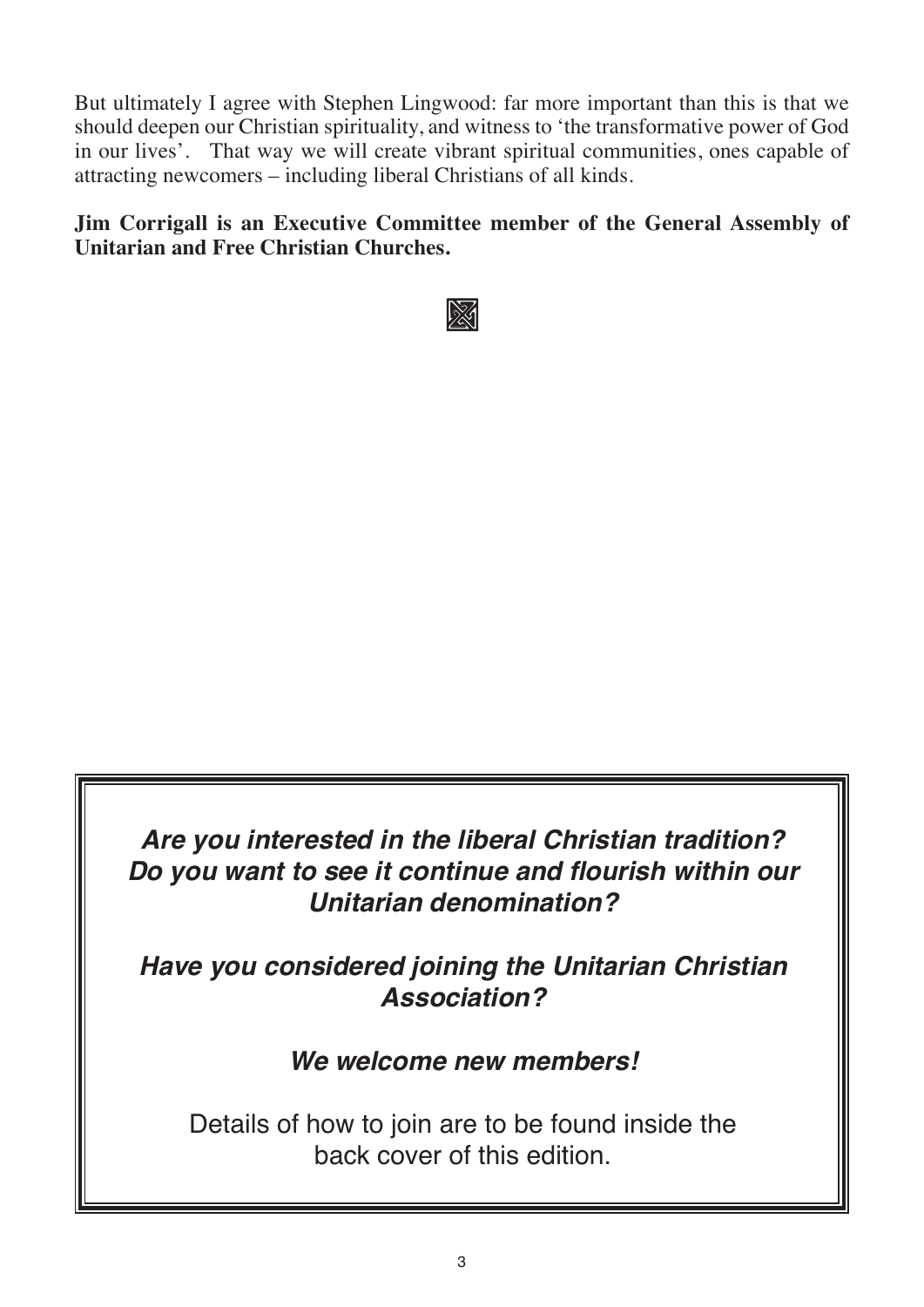But ultimately I agree with Stephen Lingwood: far more important than this is that we should deepen our Christian spirituality, and witness to 'the transformative power of God in our lives'. That way we will create vibrant spiritual communities, ones capable of attracting newcomers – including liberal Christians of all kinds.

**Jim Corrigall is an Executive Committee member of the General Assembly of Unitarian and Free Christian Churches.**

***Are you interested in the liberal Christian tradition? Do you want to see it continue and flourish within our Unitarian denomination?***

***Have you considered joining the Unitarian Christian Association?***

***We welcome new members!***

Details of how to join are to be found inside the back cover of this edition.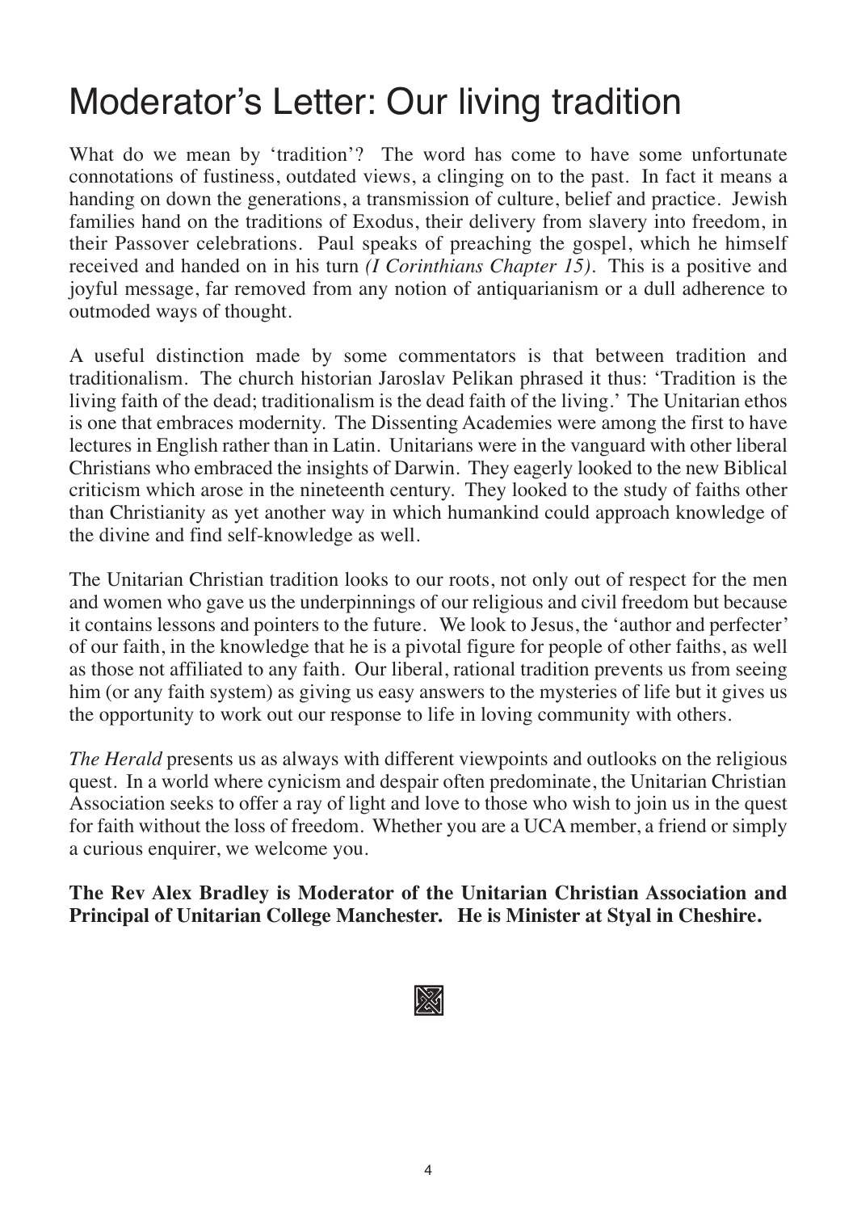# Moderator's Letter: Our living tradition

What do we mean by 'tradition'? The word has come to have some unfortunate connotations of fustiness, outdated views, a clinging on to the past. In fact it means a handing on down the generations, a transmission of culture, belief and practice. Jewish families hand on the traditions of Exodus, their delivery from slavery into freedom, in their Passover celebrations. Paul speaks of preaching the gospel, which he himself received and handed on in his turn *(I Corinthians Chapter 15)*. This is a positive and joyful message, far removed from any notion of antiquarianism or a dull adherence to outmoded ways of thought.

A useful distinction made by some commentators is that between tradition and traditionalism. The church historian Jaroslav Pelikan phrased it thus: 'Tradition is the living faith of the dead; traditionalism is the dead faith of the living.' The Unitarian ethos is one that embraces modernity. The Dissenting Academies were among the first to have lectures in English rather than in Latin. Unitarians were in the vanguard with other liberal Christians who embraced the insights of Darwin. They eagerly looked to the new Biblical criticism which arose in the nineteenth century. They looked to the study of faiths other than Christianity as yet another way in which humankind could approach knowledge of the divine and find self-knowledge as well.

The Unitarian Christian tradition looks to our roots, not only out of respect for the men and women who gave us the underpinnings of our religious and civil freedom but because it contains lessons and pointers to the future. We look to Jesus, the 'author and perfecter' of our faith, in the knowledge that he is a pivotal figure for people of other faiths, as well as those not affiliated to any faith. Our liberal, rational tradition prevents us from seeing him (or any faith system) as giving us easy answers to the mysteries of life but it gives us the opportunity to work out our response to life in loving community with others.

*The Herald* presents us as always with different viewpoints and outlooks on the religious quest. In a world where cynicism and despair often predominate, the Unitarian Christian Association seeks to offer a ray of light and love to those who wish to join us in the quest for faith without the loss of freedom. Whether you are a UCA member, a friend or simply a curious enquirer, we welcome you.

**The Rev Alex Bradley is Moderator of the Unitarian Christian Association and Principal of Unitarian College Manchester. He is Minister at Styal in Cheshire.**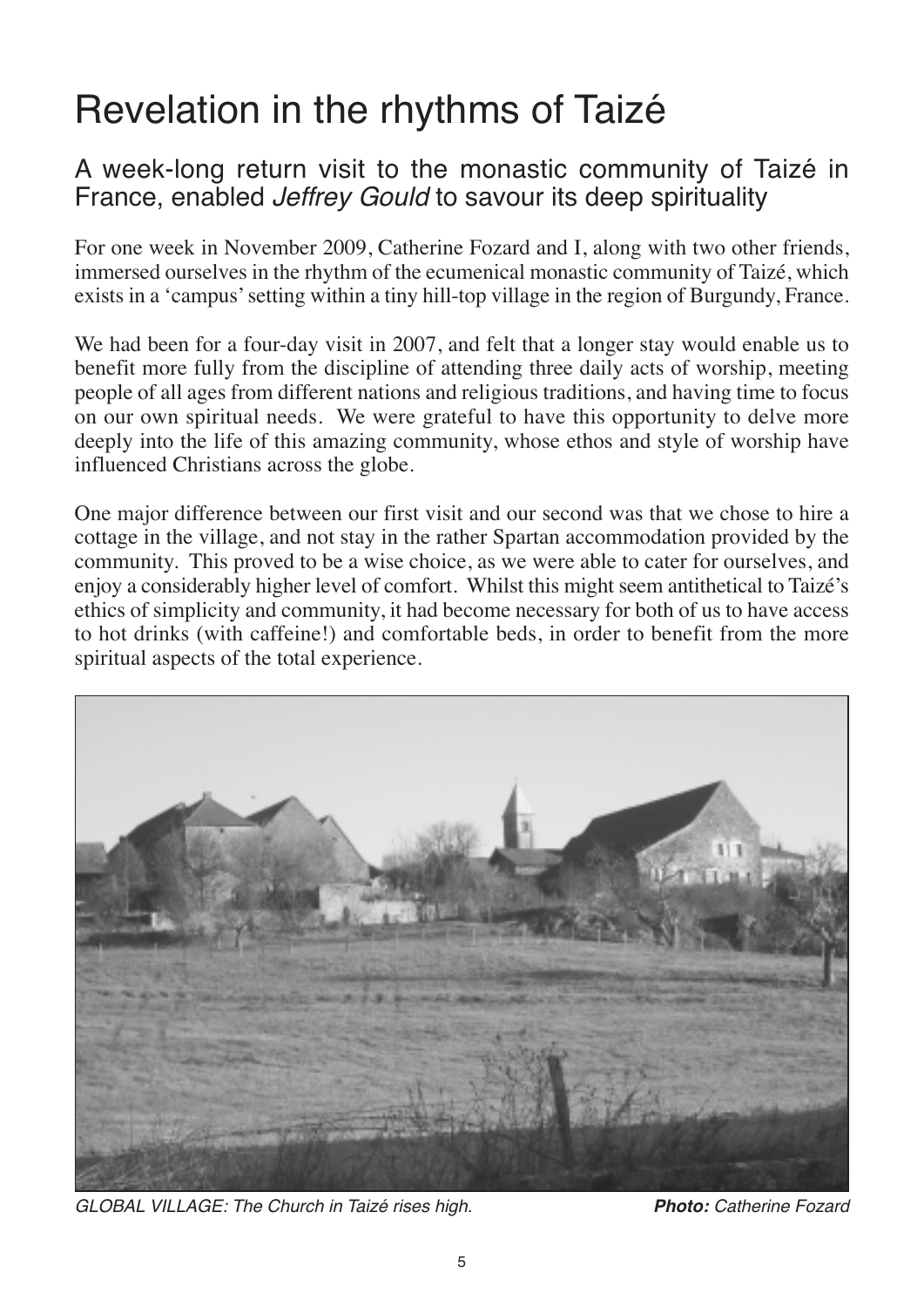# Revelation in the rhythms of Taizé

## A week-long return visit to the monastic community of Taizé in France, enabled *Jeffrey Gould* to savour its deep spirituality

For one week in November 2009, Catherine Fozard and I, along with two other friends, immersed ourselves in the rhythm of the ecumenical monastic community of Taizé, which exists in a 'campus' setting within a tiny hill-top village in the region of Burgundy, France.

We had been for a four-day visit in 2007, and felt that a longer stay would enable us to benefit more fully from the discipline of attending three daily acts of worship, meeting people of all ages from different nations and religious traditions, and having time to focus on our own spiritual needs. We were grateful to have this opportunity to delve more deeply into the life of this amazing community, whose ethos and style of worship have influenced Christians across the globe.

One major difference between our first visit and our second was that we chose to hire a cottage in the village, and not stay in the rather Spartan accommodation provided by the community. This proved to be a wise choice, as we were able to cater for ourselves, and enjoy a considerably higher level of comfort. Whilst this might seem antithetical to Taizé's ethics of simplicity and community, it had become necessary for both of us to have access to hot drinks (with caffeine!) and comfortable beds, in order to benefit from the more spiritual aspects of the total experience.

*GLOBAL VILLAGE: The Church in Taizé rises high.* ***Photo:*** *Catherine Fozard*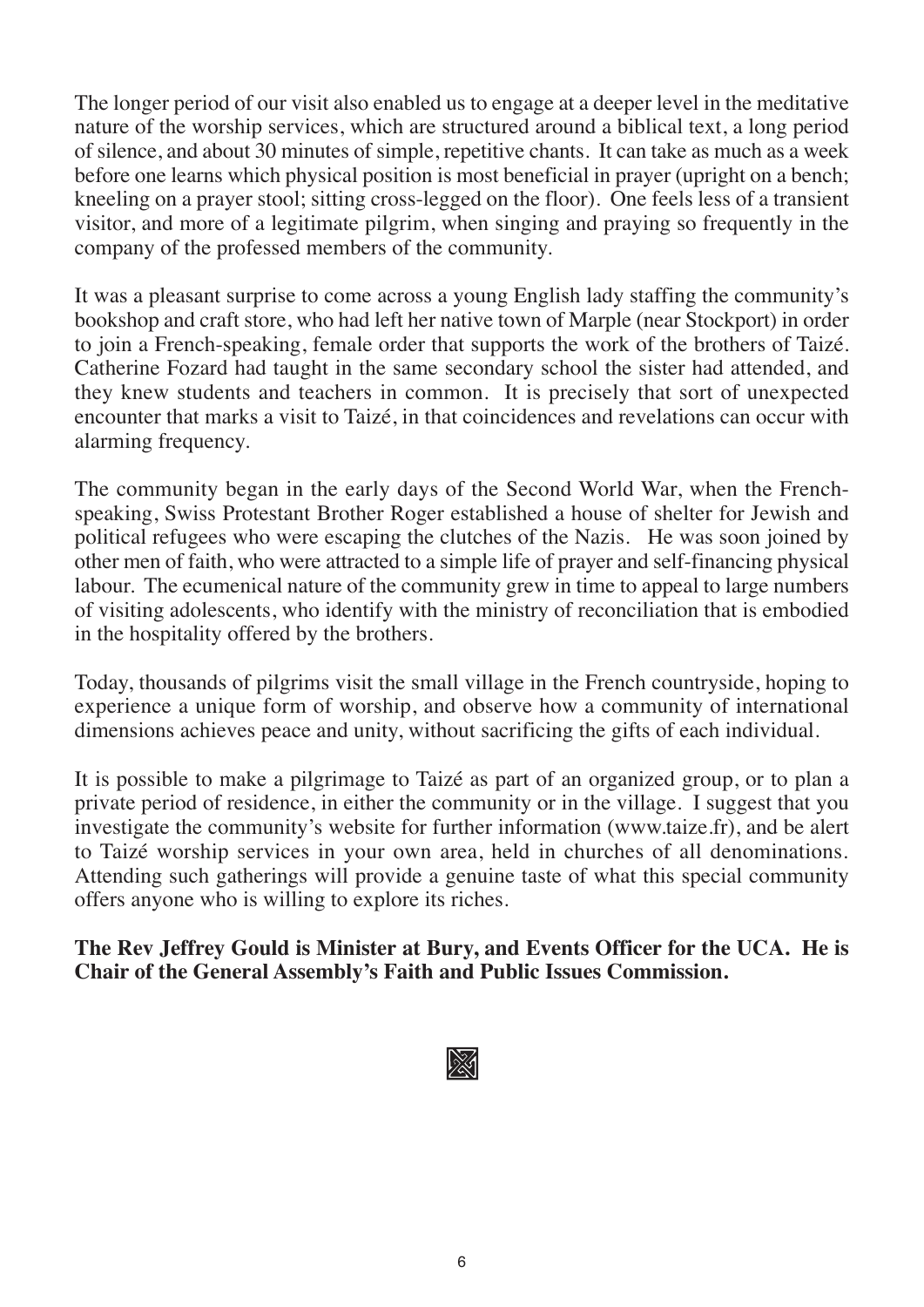The longer period of our visit also enabled us to engage at a deeper level in the meditative nature of the worship services, which are structured around a biblical text, a long period of silence, and about 30 minutes of simple, repetitive chants. It can take as much as a week before one learns which physical position is most beneficial in prayer (upright on a bench; kneeling on a prayer stool; sitting cross-legged on the floor). One feels less of a transient visitor, and more of a legitimate pilgrim, when singing and praying so frequently in the company of the professed members of the community.

It was a pleasant surprise to come across a young English lady staffing the community's bookshop and craft store, who had left her native town of Marple (near Stockport) in order to join a French-speaking, female order that supports the work of the brothers of Taizé. Catherine Fozard had taught in the same secondary school the sister had attended, and they knew students and teachers in common. It is precisely that sort of unexpected encounter that marks a visit to Taizé, in that coincidences and revelations can occur with alarming frequency.

The community began in the early days of the Second World War, when the French-speaking, Swiss Protestant Brother Roger established a house of shelter for Jewish and political refugees who were escaping the clutches of the Nazis. He was soon joined by other men of faith, who were attracted to a simple life of prayer and self-financing physical labour. The ecumenical nature of the community grew in time to appeal to large numbers of visiting adolescents, who identify with the ministry of reconciliation that is embodied in the hospitality offered by the brothers.

Today, thousands of pilgrims visit the small village in the French countryside, hoping to experience a unique form of worship, and observe how a community of international dimensions achieves peace and unity, without sacrificing the gifts of each individual.

It is possible to make a pilgrimage to Taizé as part of an organized group, or to plan a private period of residence, in either the community or in the village. I suggest that you investigate the community's website for further information (www.taize.fr), and be alert to Taizé worship services in your own area, held in churches of all denominations. Attending such gatherings will provide a genuine taste of what this special community offers anyone who is willing to explore its riches.

**The Rev Jeffrey Gould is Minister at Bury, and Events Officer for the UCA. He is Chair of the General Assembly's Faith and Public Issues Commission.**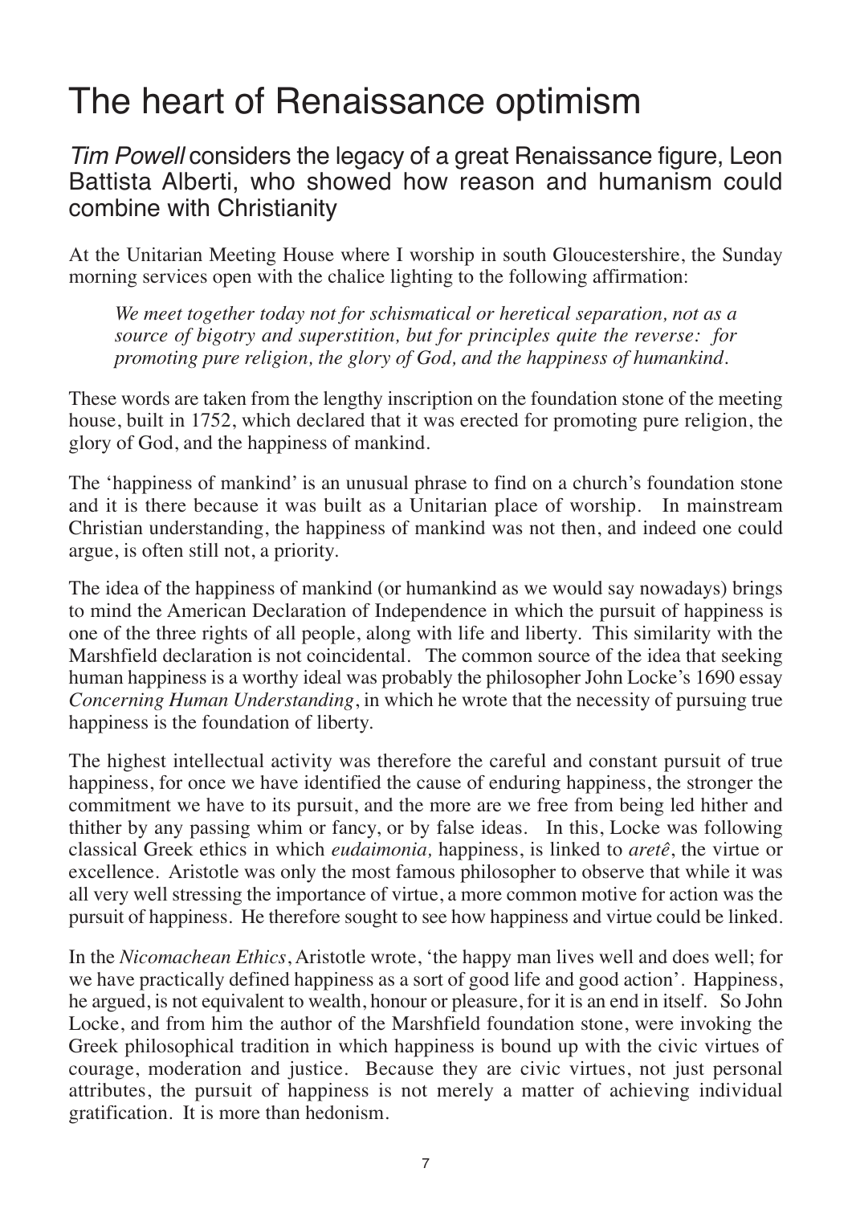# The heart of Renaissance optimism

*Tim Powell* considers the legacy of a great Renaissance figure, Leon Battista Alberti, who showed how reason and humanism could combine with Christianity

At the Unitarian Meeting House where I worship in south Gloucestershire, the Sunday morning services open with the chalice lighting to the following affirmation:

> *We meet together today not for schismatical or heretical separation, not as a source of bigotry and superstition, but for principles quite the reverse: for promoting pure religion, the glory of God, and the happiness of humankind.*

These words are taken from the lengthy inscription on the foundation stone of the meeting house, built in 1752, which declared that it was erected for promoting pure religion, the glory of God, and the happiness of mankind.

The 'happiness of mankind' is an unusual phrase to find on a church's foundation stone and it is there because it was built as a Unitarian place of worship. In mainstream Christian understanding, the happiness of mankind was not then, and indeed one could argue, is often still not, a priority.

The idea of the happiness of mankind (or humankind as we would say nowadays) brings to mind the American Declaration of Independence in which the pursuit of happiness is one of the three rights of all people, along with life and liberty. This similarity with the Marshfield declaration is not coincidental. The common source of the idea that seeking human happiness is a worthy ideal was probably the philosopher John Locke's 1690 essay *Concerning Human Understanding*, in which he wrote that the necessity of pursuing true happiness is the foundation of liberty.

The highest intellectual activity was therefore the careful and constant pursuit of true happiness, for once we have identified the cause of enduring happiness, the stronger the commitment we have to its pursuit, and the more are we free from being led hither and thither by any passing whim or fancy, or by false ideas. In this, Locke was following classical Greek ethics in which *eudaimonia,* happiness, is linked to *aretê*, the virtue or excellence. Aristotle was only the most famous philosopher to observe that while it was all very well stressing the importance of virtue, a more common motive for action was the pursuit of happiness. He therefore sought to see how happiness and virtue could be linked.

In the *Nicomachean Ethics*, Aristotle wrote, 'the happy man lives well and does well; for we have practically defined happiness as a sort of good life and good action'. Happiness, he argued, is not equivalent to wealth, honour or pleasure, for it is an end in itself. So John Locke, and from him the author of the Marshfield foundation stone, were invoking the Greek philosophical tradition in which happiness is bound up with the civic virtues of courage, moderation and justice. Because they are civic virtues, not just personal attributes, the pursuit of happiness is not merely a matter of achieving individual gratification. It is more than hedonism.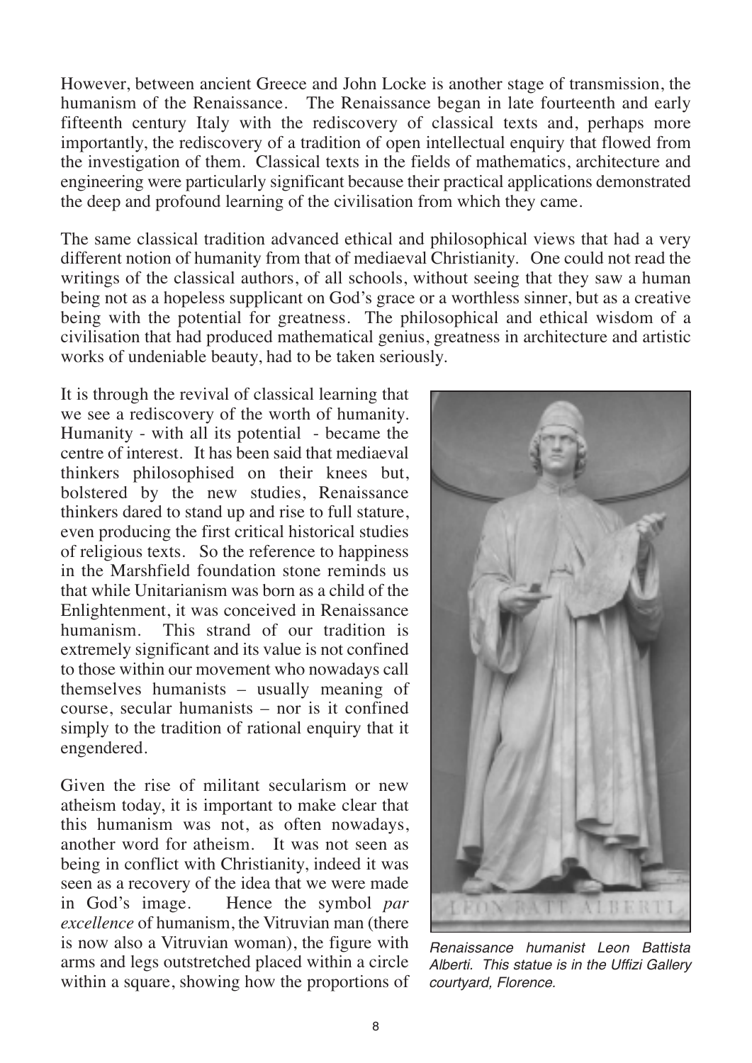However, between ancient Greece and John Locke is another stage of transmission, the humanism of the Renaissance. The Renaissance began in late fourteenth and early fifteenth century Italy with the rediscovery of classical texts and, perhaps more importantly, the rediscovery of a tradition of open intellectual enquiry that flowed from the investigation of them. Classical texts in the fields of mathematics, architecture and engineering were particularly significant because their practical applications demonstrated the deep and profound learning of the civilisation from which they came.

The same classical tradition advanced ethical and philosophical views that had a very different notion of humanity from that of mediaeval Christianity. One could not read the writings of the classical authors, of all schools, without seeing that they saw a human being not as a hopeless supplicant on God's grace or a worthless sinner, but as a creative being with the potential for greatness. The philosophical and ethical wisdom of a civilisation that had produced mathematical genius, greatness in architecture and artistic works of undeniable beauty, had to be taken seriously.

It is through the revival of classical learning that we see a rediscovery of the worth of humanity. Humanity - with all its potential - became the centre of interest. It has been said that mediaeval thinkers philosophised on their knees but, bolstered by the new studies, Renaissance thinkers dared to stand up and rise to full stature, even producing the first critical historical studies of religious texts. So the reference to happiness in the Marshfield foundation stone reminds us that while Unitarianism was born as a child of the Enlightenment, it was conceived in Renaissance humanism. This strand of our tradition is extremely significant and its value is not confined to those within our movement who nowadays call themselves humanists – usually meaning of course, secular humanists – nor is it confined simply to the tradition of rational enquiry that it engendered.

*Renaissance humanist Leon Battista Alberti. This statue is in the Uffizi Gallery courtyard, Florence.*

Given the rise of militant secularism or new atheism today, it is important to make clear that this humanism was not, as often nowadays, another word for atheism. It was not seen as being in conflict with Christianity, indeed it was seen as a recovery of the idea that we were made in God's image. Hence the symbol *par excellence* of humanism, the Vitruvian man (there is now also a Vitruvian woman), the figure with arms and legs outstretched placed within a circle within a square, showing how the proportions of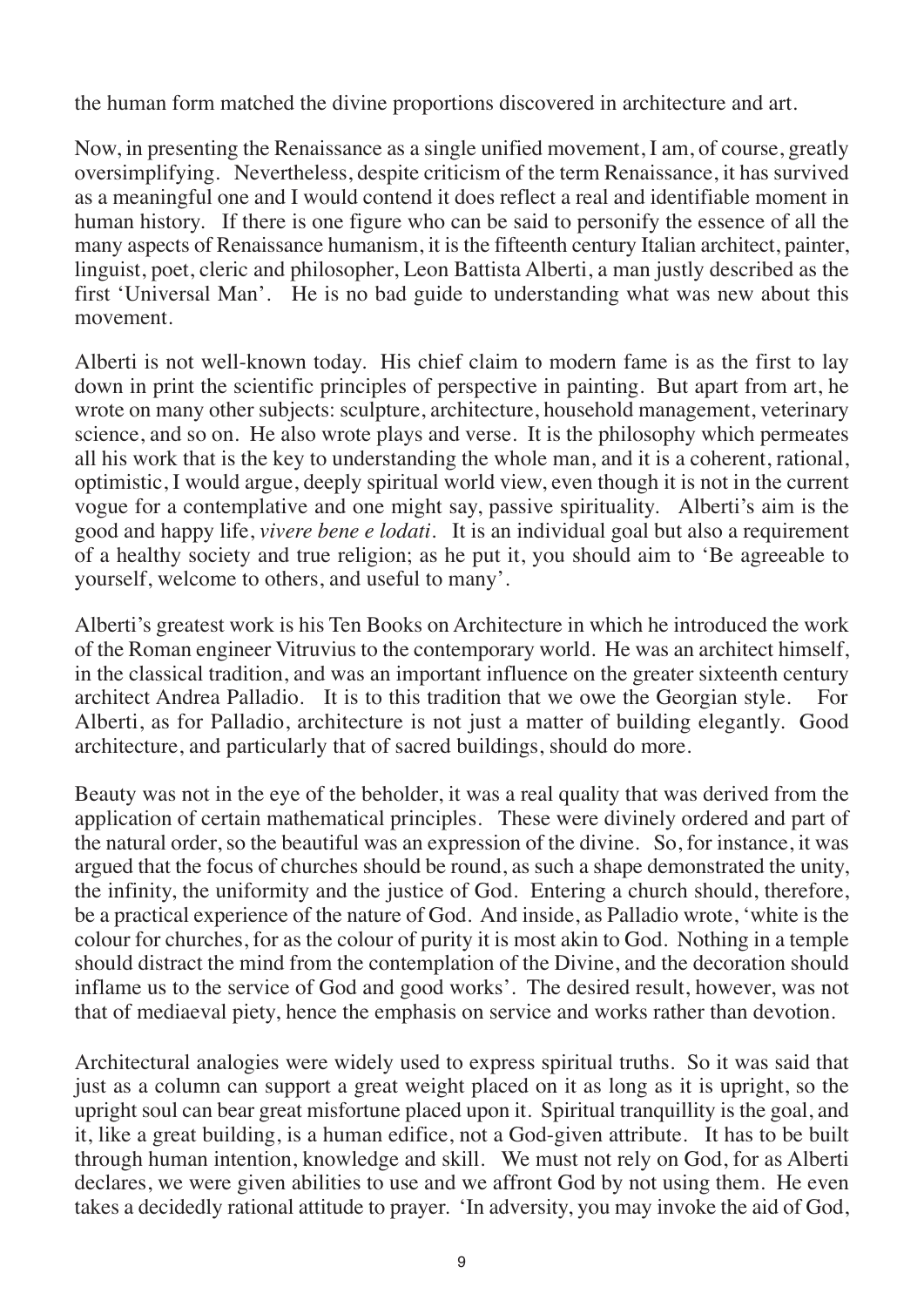the human form matched the divine proportions discovered in architecture and art.

Now, in presenting the Renaissance as a single unified movement, I am, of course, greatly oversimplifying. Nevertheless, despite criticism of the term Renaissance, it has survived as a meaningful one and I would contend it does reflect a real and identifiable moment in human history. If there is one figure who can be said to personify the essence of all the many aspects of Renaissance humanism, it is the fifteenth century Italian architect, painter, linguist, poet, cleric and philosopher, Leon Battista Alberti, a man justly described as the first 'Universal Man'. He is no bad guide to understanding what was new about this movement.

Alberti is not well-known today. His chief claim to modern fame is as the first to lay down in print the scientific principles of perspective in painting. But apart from art, he wrote on many other subjects: sculpture, architecture, household management, veterinary science, and so on. He also wrote plays and verse. It is the philosophy which permeates all his work that is the key to understanding the whole man, and it is a coherent, rational, optimistic, I would argue, deeply spiritual world view, even though it is not in the current vogue for a contemplative and one might say, passive spirituality. Alberti's aim is the good and happy life, *vivere bene e lodati*. It is an individual goal but also a requirement of a healthy society and true religion; as he put it, you should aim to 'Be agreeable to yourself, welcome to others, and useful to many'.

Alberti's greatest work is his Ten Books on Architecture in which he introduced the work of the Roman engineer Vitruvius to the contemporary world. He was an architect himself, in the classical tradition, and was an important influence on the greater sixteenth century architect Andrea Palladio. It is to this tradition that we owe the Georgian style. For Alberti, as for Palladio, architecture is not just a matter of building elegantly. Good architecture, and particularly that of sacred buildings, should do more.

Beauty was not in the eye of the beholder, it was a real quality that was derived from the application of certain mathematical principles. These were divinely ordered and part of the natural order, so the beautiful was an expression of the divine. So, for instance, it was argued that the focus of churches should be round, as such a shape demonstrated the unity, the infinity, the uniformity and the justice of God. Entering a church should, therefore, be a practical experience of the nature of God. And inside, as Palladio wrote, 'white is the colour for churches, for as the colour of purity it is most akin to God. Nothing in a temple should distract the mind from the contemplation of the Divine, and the decoration should inflame us to the service of God and good works'. The desired result, however, was not that of mediaeval piety, hence the emphasis on service and works rather than devotion.

Architectural analogies were widely used to express spiritual truths. So it was said that just as a column can support a great weight placed on it as long as it is upright, so the upright soul can bear great misfortune placed upon it. Spiritual tranquillity is the goal, and it, like a great building, is a human edifice, not a God-given attribute. It has to be built through human intention, knowledge and skill. We must not rely on God, for as Alberti declares, we were given abilities to use and we affront God by not using them. He even takes a decidedly rational attitude to prayer. 'In adversity, you may invoke the aid of God,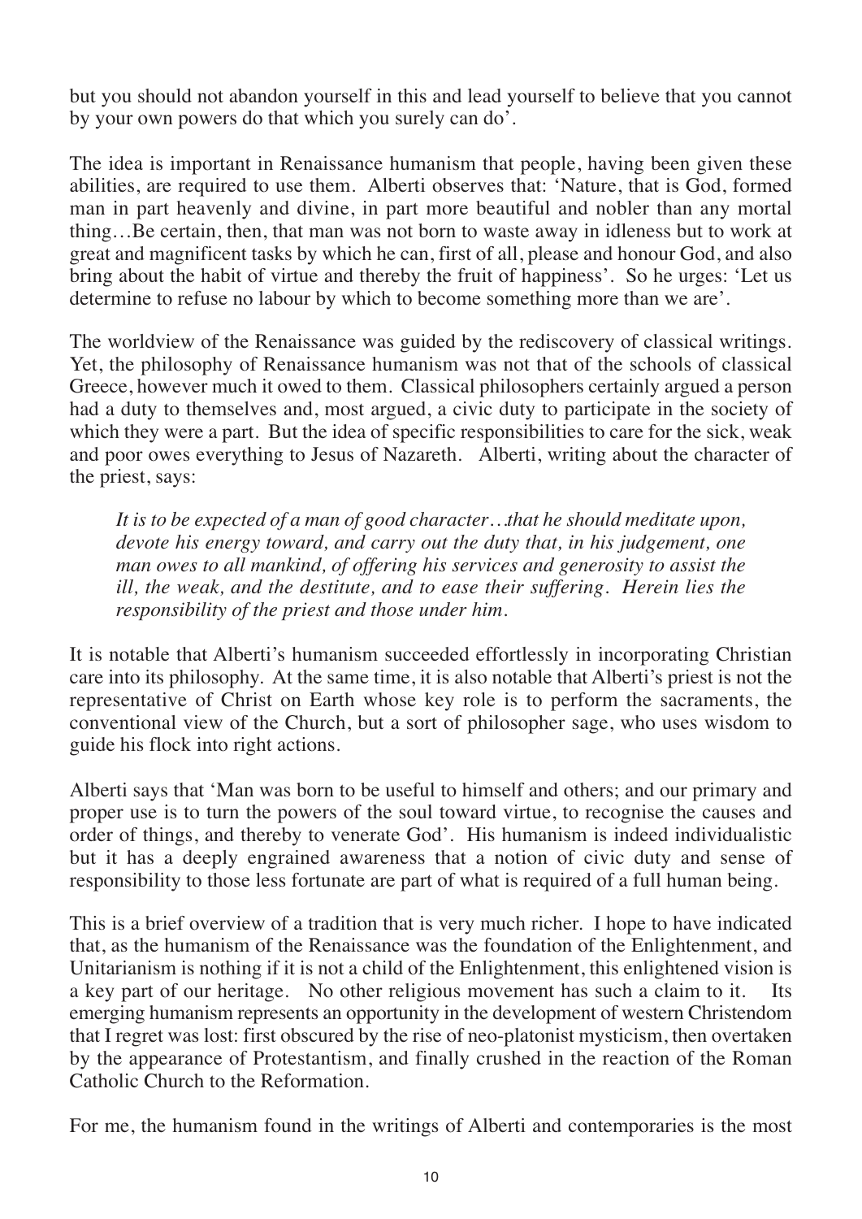but you should not abandon yourself in this and lead yourself to believe that you cannot by your own powers do that which you surely can do'.

The idea is important in Renaissance humanism that people, having been given these abilities, are required to use them. Alberti observes that: 'Nature, that is God, formed man in part heavenly and divine, in part more beautiful and nobler than any mortal thing…Be certain, then, that man was not born to waste away in idleness but to work at great and magnificent tasks by which he can, first of all, please and honour God, and also bring about the habit of virtue and thereby the fruit of happiness'. So he urges: 'Let us determine to refuse no labour by which to become something more than we are'.

The worldview of the Renaissance was guided by the rediscovery of classical writings. Yet, the philosophy of Renaissance humanism was not that of the schools of classical Greece, however much it owed to them. Classical philosophers certainly argued a person had a duty to themselves and, most argued, a civic duty to participate in the society of which they were a part. But the idea of specific responsibilities to care for the sick, weak and poor owes everything to Jesus of Nazareth. Alberti, writing about the character of the priest, says:

> *It is to be expected of a man of good character…that he should meditate upon, devote his energy toward, and carry out the duty that, in his judgement, one man owes to all mankind, of offering his services and generosity to assist the ill, the weak, and the destitute, and to ease their suffering. Herein lies the responsibility of the priest and those under him.*

It is notable that Alberti's humanism succeeded effortlessly in incorporating Christian care into its philosophy. At the same time, it is also notable that Alberti's priest is not the representative of Christ on Earth whose key role is to perform the sacraments, the conventional view of the Church, but a sort of philosopher sage, who uses wisdom to guide his flock into right actions.

Alberti says that 'Man was born to be useful to himself and others; and our primary and proper use is to turn the powers of the soul toward virtue, to recognise the causes and order of things, and thereby to venerate God'. His humanism is indeed individualistic but it has a deeply engrained awareness that a notion of civic duty and sense of responsibility to those less fortunate are part of what is required of a full human being.

This is a brief overview of a tradition that is very much richer. I hope to have indicated that, as the humanism of the Renaissance was the foundation of the Enlightenment, and Unitarianism is nothing if it is not a child of the Enlightenment, this enlightened vision is a key part of our heritage. No other religious movement has such a claim to it. Its emerging humanism represents an opportunity in the development of western Christendom that I regret was lost: first obscured by the rise of neo-platonist mysticism, then overtaken by the appearance of Protestantism, and finally crushed in the reaction of the Roman Catholic Church to the Reformation.

For me, the humanism found in the writings of Alberti and contemporaries is the most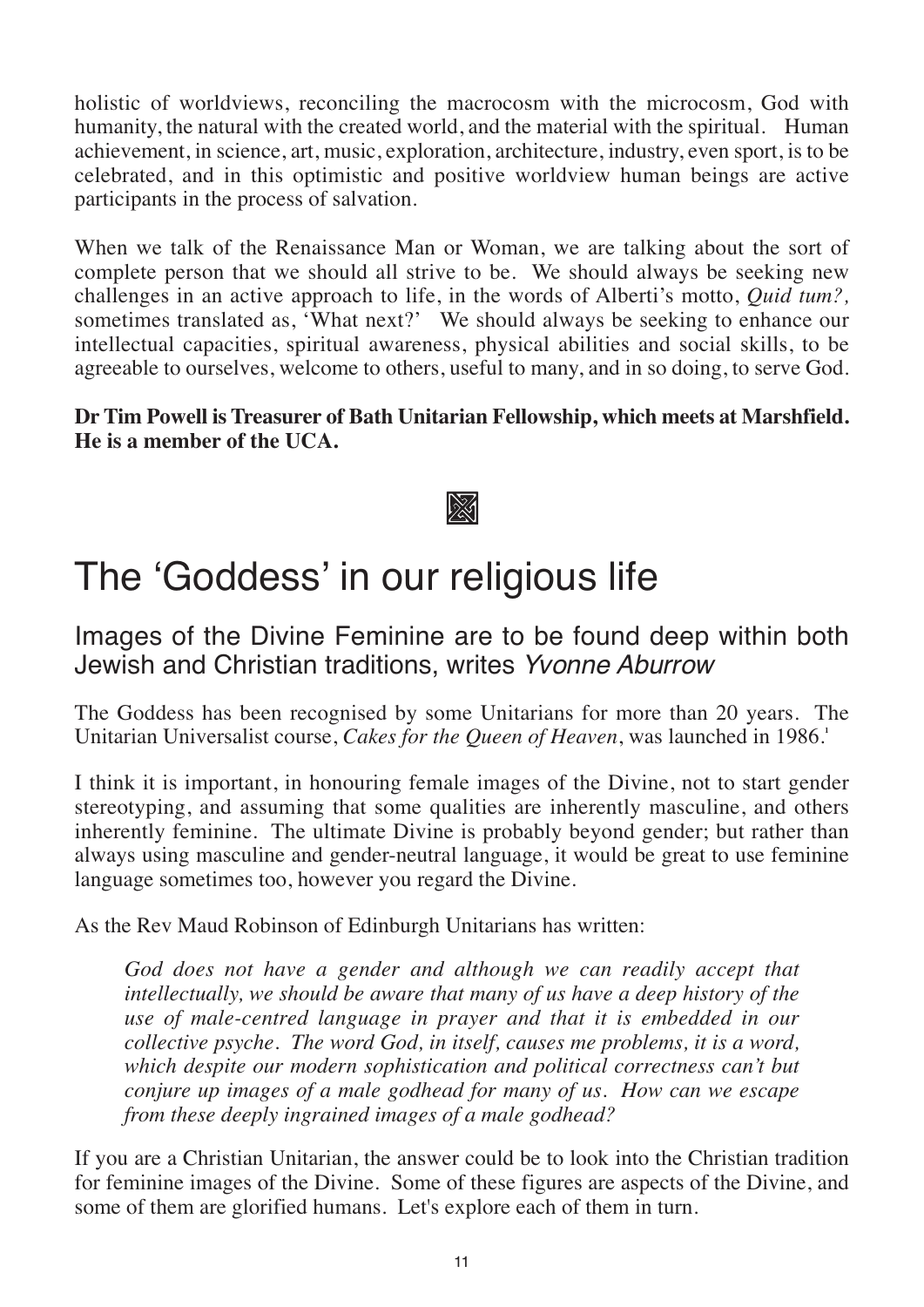holistic of worldviews, reconciling the macrocosm with the microcosm, God with humanity, the natural with the created world, and the material with the spiritual. Human achievement, in science, art, music, exploration, architecture, industry, even sport, is to be celebrated, and in this optimistic and positive worldview human beings are active participants in the process of salvation.

When we talk of the Renaissance Man or Woman, we are talking about the sort of complete person that we should all strive to be. We should always be seeking new challenges in an active approach to life, in the words of Alberti's motto, *Quid tum?,* sometimes translated as, 'What next?' We should always be seeking to enhance our intellectual capacities, spiritual awareness, physical abilities and social skills, to be agreeable to ourselves, welcome to others, useful to many, and in so doing, to serve God.

**Dr Tim Powell is Treasurer of Bath Unitarian Fellowship, which meets at Marshfield. He is a member of the UCA.**

# The 'Goddess' in our religious life

## Images of the Divine Feminine are to be found deep within both Jewish and Christian traditions, writes *Yvonne Aburrow*

The Goddess has been recognised by some Unitarians for more than 20 years. The Unitarian Universalist course, *Cakes for the Queen of Heaven*, was launched in 1986.[1]

I think it is important, in honouring female images of the Divine, not to start gender stereotyping, and assuming that some qualities are inherently masculine, and others inherently feminine. The ultimate Divine is probably beyond gender; but rather than always using masculine and gender-neutral language, it would be great to use feminine language sometimes too, however you regard the Divine.

As the Rev Maud Robinson of Edinburgh Unitarians has written:

> *God does not have a gender and although we can readily accept that intellectually, we should be aware that many of us have a deep history of the use of male-centred language in prayer and that it is embedded in our collective psyche. The word God, in itself, causes me problems, it is a word, which despite our modern sophistication and political correctness can't but conjure up images of a male godhead for many of us. How can we escape from these deeply ingrained images of a male godhead?*

If you are a Christian Unitarian, the answer could be to look into the Christian tradition for feminine images of the Divine. Some of these figures are aspects of the Divine, and some of them are glorified humans. Let's explore each of them in turn.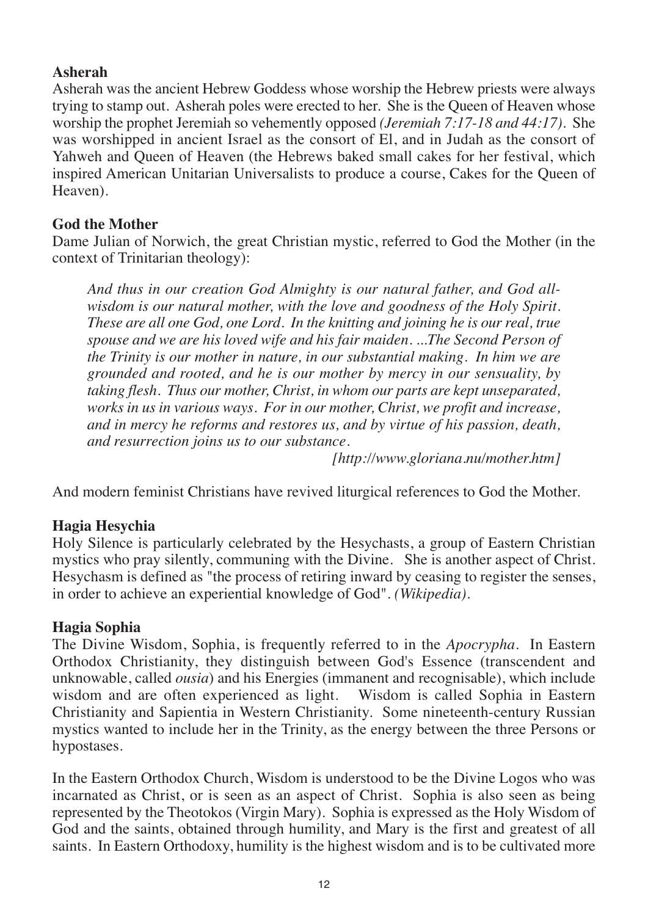## Asherah

Asherah was the ancient Hebrew Goddess whose worship the Hebrew priests were always trying to stamp out. Asherah poles were erected to her. She is the Queen of Heaven whose worship the prophet Jeremiah so vehemently opposed *(Jeremiah 7:17-18 and 44:17)*. She was worshipped in ancient Israel as the consort of El, and in Judah as the consort of Yahweh and Queen of Heaven (the Hebrews baked small cakes for her festival, which inspired American Unitarian Universalists to produce a course, Cakes for the Queen of Heaven).

## God the Mother

Dame Julian of Norwich, the great Christian mystic, referred to God the Mother (in the context of Trinitarian theology):

> *And thus in our creation God Almighty is our natural father, and God all-wisdom is our natural mother, with the love and goodness of the Holy Spirit. These are all one God, one Lord. In the knitting and joining he is our real, true spouse and we are his loved wife and his fair maiden. ...The Second Person of the Trinity is our mother in nature, in our substantial making. In him we are grounded and rooted, and he is our mother by mercy in our sensuality, by taking flesh. Thus our mother, Christ, in whom our parts are kept unseparated, works in us in various ways. For in our mother, Christ, we profit and increase, and in mercy he reforms and restores us, and by virtue of his passion, death, and resurrection joins us to our substance.*
>
> *[http://www.gloriana.nu/mother.htm]*

And modern feminist Christians have revived liturgical references to God the Mother.

## Hagia Hesychia

Holy Silence is particularly celebrated by the Hesychasts, a group of Eastern Christian mystics who pray silently, communing with the Divine. She is another aspect of Christ. Hesychasm is defined as "the process of retiring inward by ceasing to register the senses, in order to achieve an experiential knowledge of God". *(Wikipedia)*.

## Hagia Sophia

The Divine Wisdom, Sophia, is frequently referred to in the *Apocrypha*. In Eastern Orthodox Christianity, they distinguish between God's Essence (transcendent and unknowable, called *ousia*) and his Energies (immanent and recognisable), which include wisdom and are often experienced as light. Wisdom is called Sophia in Eastern Christianity and Sapientia in Western Christianity. Some nineteenth-century Russian mystics wanted to include her in the Trinity, as the energy between the three Persons or hypostases.

In the Eastern Orthodox Church, Wisdom is understood to be the Divine Logos who was incarnated as Christ, or is seen as an aspect of Christ. Sophia is also seen as being represented by the Theotokos (Virgin Mary). Sophia is expressed as the Holy Wisdom of God and the saints, obtained through humility, and Mary is the first and greatest of all saints. In Eastern Orthodoxy, humility is the highest wisdom and is to be cultivated more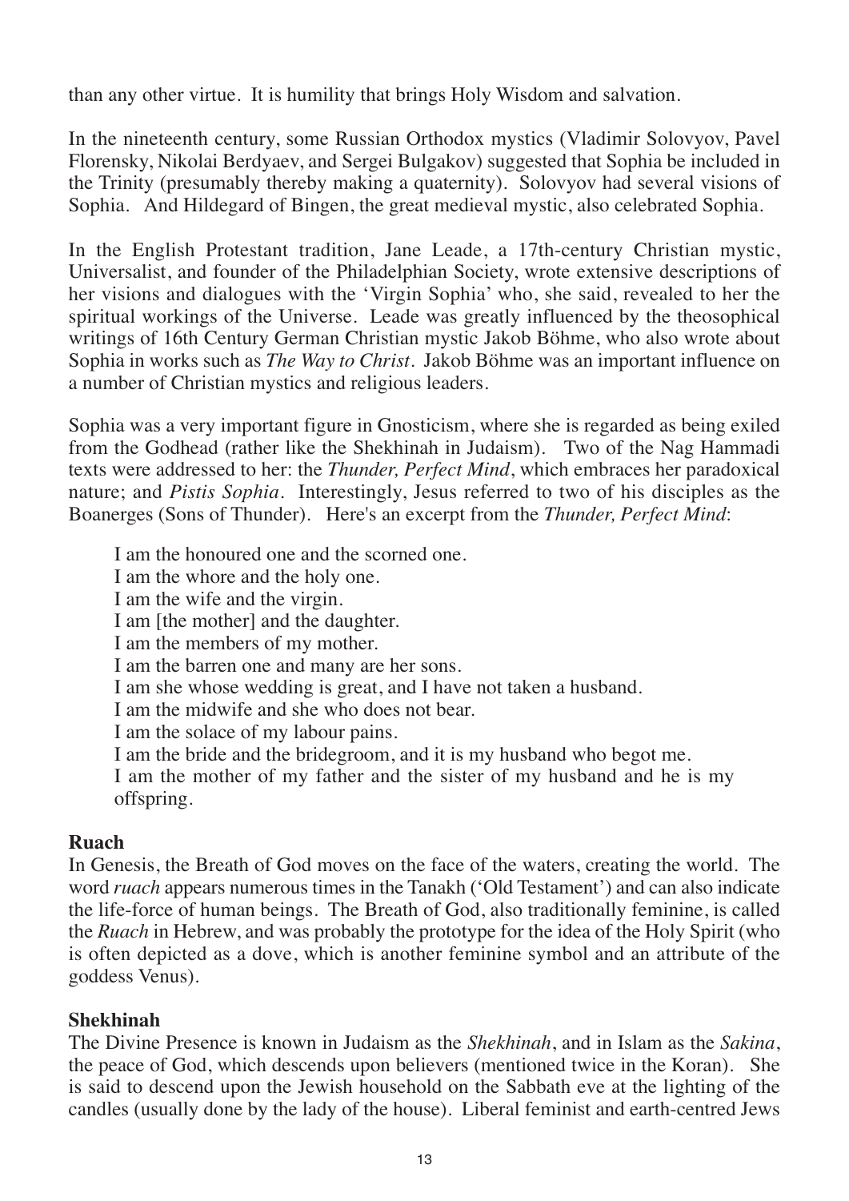than any other virtue. It is humility that brings Holy Wisdom and salvation.

In the nineteenth century, some Russian Orthodox mystics (Vladimir Solovyov, Pavel Florensky, Nikolai Berdyaev, and Sergei Bulgakov) suggested that Sophia be included in the Trinity (presumably thereby making a quaternity). Solovyov had several visions of Sophia. And Hildegard of Bingen, the great medieval mystic, also celebrated Sophia.

In the English Protestant tradition, Jane Leade, a 17th-century Christian mystic, Universalist, and founder of the Philadelphian Society, wrote extensive descriptions of her visions and dialogues with the 'Virgin Sophia' who, she said, revealed to her the spiritual workings of the Universe. Leade was greatly influenced by the theosophical writings of 16th Century German Christian mystic Jakob Böhme, who also wrote about Sophia in works such as *The Way to Christ*. Jakob Böhme was an important influence on a number of Christian mystics and religious leaders.

Sophia was a very important figure in Gnosticism, where she is regarded as being exiled from the Godhead (rather like the Shekhinah in Judaism). Two of the Nag Hammadi texts were addressed to her: the *Thunder, Perfect Mind*, which embraces her paradoxical nature; and *Pistis Sophia*. Interestingly, Jesus referred to two of his disciples as the Boanerges (Sons of Thunder). Here's an excerpt from the *Thunder, Perfect Mind*:

> I am the honoured one and the scorned one.
> I am the whore and the holy one.
> I am the wife and the virgin.
> I am [the mother] and the daughter.
> I am the members of my mother.
> I am the barren one and many are her sons.
> I am she whose wedding is great, and I have not taken a husband.
> I am the midwife and she who does not bear.
> I am the solace of my labour pains.
> I am the bride and the bridegroom, and it is my husband who begot me.
> I am the mother of my father and the sister of my husband and he is my offspring.

**Ruach**

In Genesis, the Breath of God moves on the face of the waters, creating the world. The word *ruach* appears numerous times in the Tanakh ('Old Testament') and can also indicate the life-force of human beings. The Breath of God, also traditionally feminine, is called the *Ruach* in Hebrew, and was probably the prototype for the idea of the Holy Spirit (who is often depicted as a dove, which is another feminine symbol and an attribute of the goddess Venus).

**Shekhinah**

The Divine Presence is known in Judaism as the *Shekhinah*, and in Islam as the *Sakina*, the peace of God, which descends upon believers (mentioned twice in the Koran). She is said to descend upon the Jewish household on the Sabbath eve at the lighting of the candles (usually done by the lady of the house). Liberal feminist and earth-centred Jews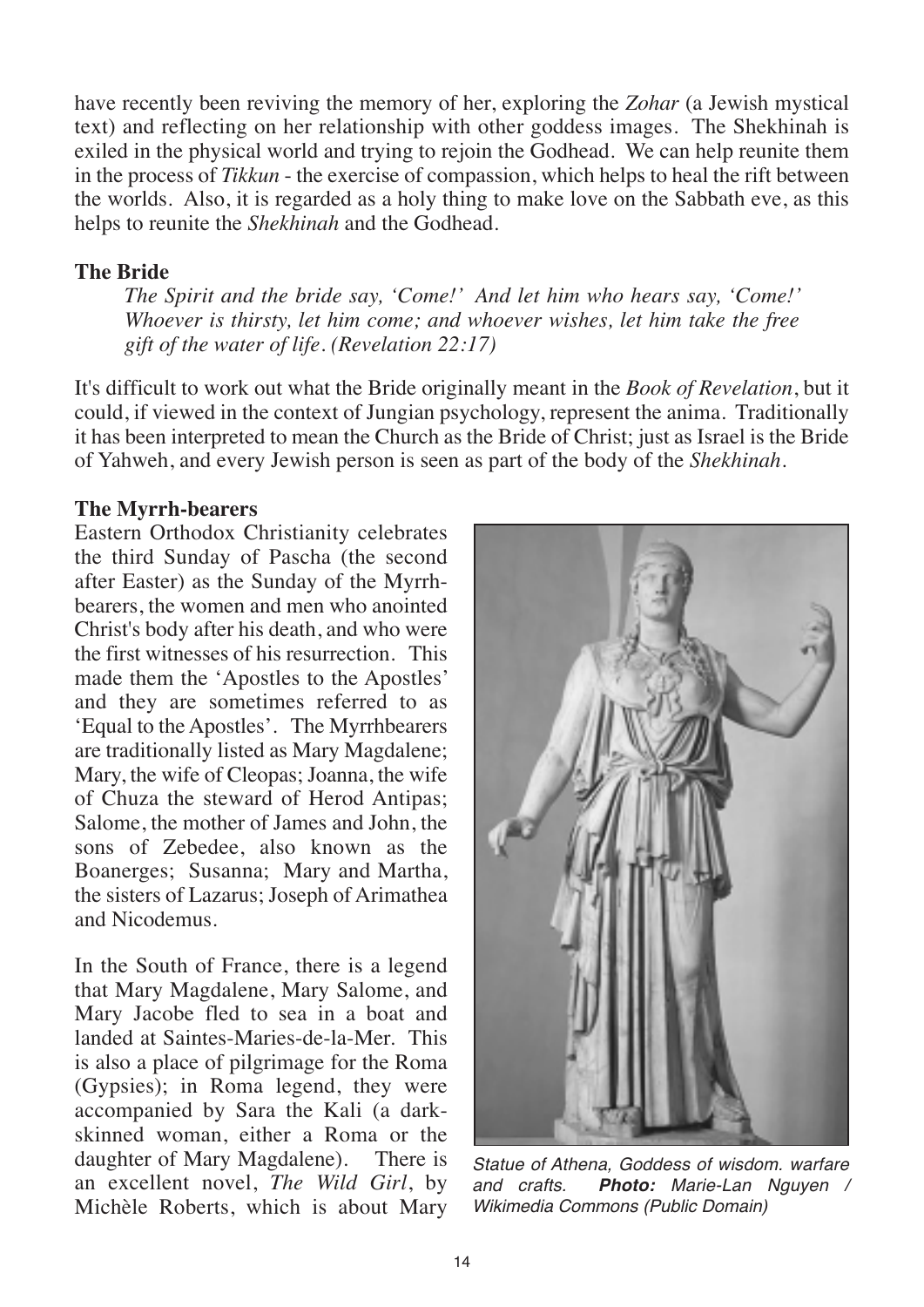have recently been reviving the memory of her, exploring the *Zohar* (a Jewish mystical text) and reflecting on her relationship with other goddess images. The Shekhinah is exiled in the physical world and trying to rejoin the Godhead. We can help reunite them in the process of *Tikkun* - the exercise of compassion, which helps to heal the rift between the worlds. Also, it is regarded as a holy thing to make love on the Sabbath eve, as this helps to reunite the *Shekhinah* and the Godhead.

### The Bride

> *The Spirit and the bride say, 'Come!' And let him who hears say, 'Come!' Whoever is thirsty, let him come; and whoever wishes, let him take the free gift of the water of life. (Revelation 22:17)*

It's difficult to work out what the Bride originally meant in the *Book of Revelation*, but it could, if viewed in the context of Jungian psychology, represent the anima. Traditionally it has been interpreted to mean the Church as the Bride of Christ; just as Israel is the Bride of Yahweh, and every Jewish person is seen as part of the body of the *Shekhinah*.

### The Myrrh-bearers

Eastern Orthodox Christianity celebrates the third Sunday of Pascha (the second after Easter) as the Sunday of the Myrrh-bearers, the women and men who anointed Christ's body after his death, and who were the first witnesses of his resurrection. This made them the 'Apostles to the Apostles' and they are sometimes referred to as 'Equal to the Apostles'. The Myrrhbearers are traditionally listed as Mary Magdalene; Mary, the wife of Cleopas; Joanna, the wife of Chuza the steward of Herod Antipas; Salome, the mother of James and John, the sons of Zebedee, also known as the Boanerges; Susanna; Mary and Martha, the sisters of Lazarus; Joseph of Arimathea and Nicodemus.

In the South of France, there is a legend that Mary Magdalene, Mary Salome, and Mary Jacobe fled to sea in a boat and landed at Saintes-Maries-de-la-Mer. This is also a place of pilgrimage for the Roma (Gypsies); in Roma legend, they were accompanied by Sara the Kali (a dark-skinned woman, either a Roma or the daughter of Mary Magdalene). There is an excellent novel, *The Wild Girl*, by Michèle Roberts, which is about Mary

*Statue of Athena, Goddess of wisdom. warfare and crafts.* ***Photo:*** *Marie-Lan Nguyen / Wikimedia Commons (Public Domain)*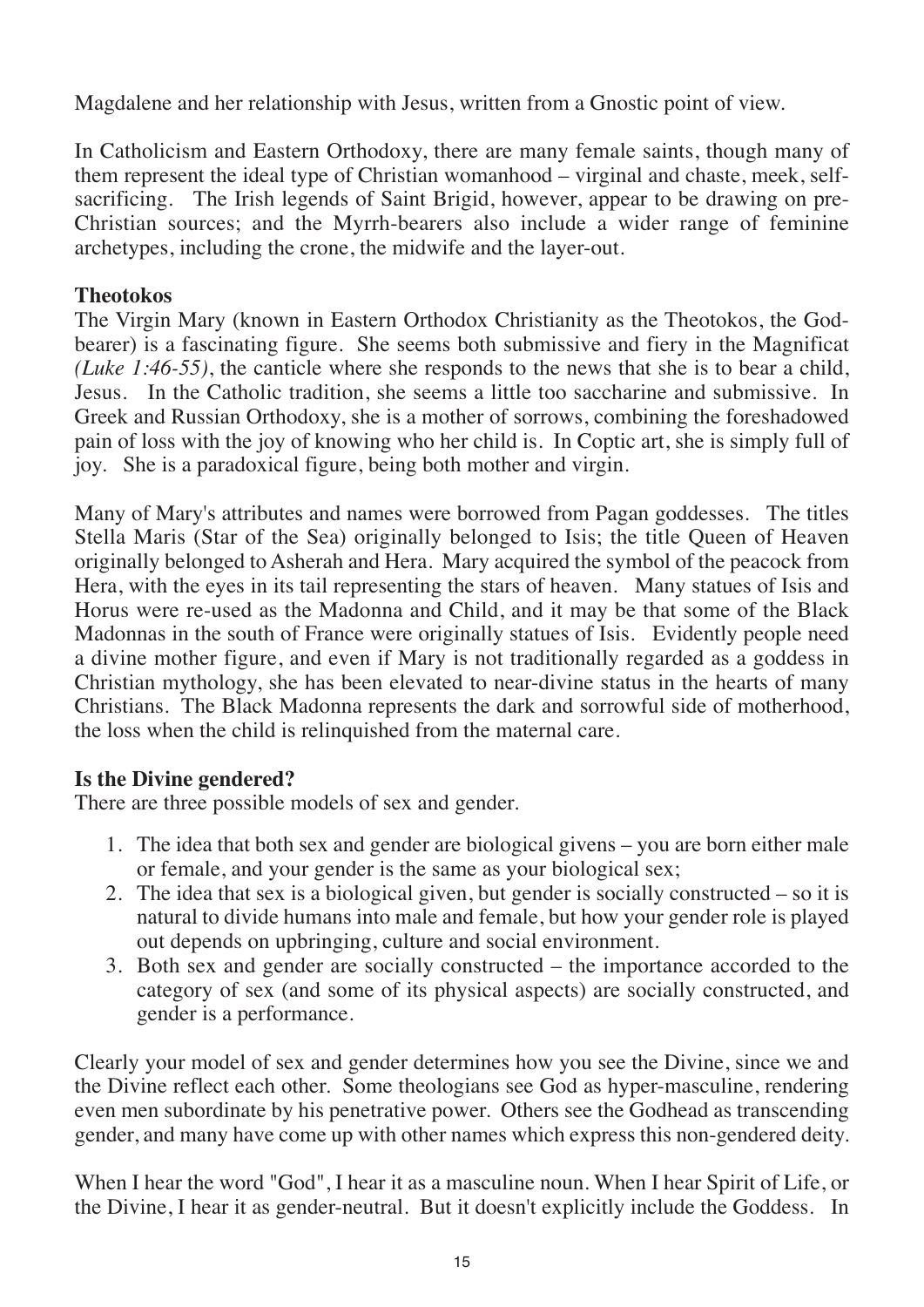Magdalene and her relationship with Jesus, written from a Gnostic point of view.

In Catholicism and Eastern Orthodoxy, there are many female saints, though many of them represent the ideal type of Christian womanhood – virginal and chaste, meek, self-sacrificing. The Irish legends of Saint Brigid, however, appear to be drawing on pre-Christian sources; and the Myrrh-bearers also include a wider range of feminine archetypes, including the crone, the midwife and the layer-out.

**Theotokos**

The Virgin Mary (known in Eastern Orthodox Christianity as the Theotokos, the God-bearer) is a fascinating figure. She seems both submissive and fiery in the Magnificat *(Luke 1:46-55)*, the canticle where she responds to the news that she is to bear a child, Jesus. In the Catholic tradition, she seems a little too saccharine and submissive. In Greek and Russian Orthodoxy, she is a mother of sorrows, combining the foreshadowed pain of loss with the joy of knowing who her child is. In Coptic art, she is simply full of joy. She is a paradoxical figure, being both mother and virgin.

Many of Mary's attributes and names were borrowed from Pagan goddesses. The titles Stella Maris (Star of the Sea) originally belonged to Isis; the title Queen of Heaven originally belonged to Asherah and Hera. Mary acquired the symbol of the peacock from Hera, with the eyes in its tail representing the stars of heaven. Many statues of Isis and Horus were re-used as the Madonna and Child, and it may be that some of the Black Madonnas in the south of France were originally statues of Isis. Evidently people need a divine mother figure, and even if Mary is not traditionally regarded as a goddess in Christian mythology, she has been elevated to near-divine status in the hearts of many Christians. The Black Madonna represents the dark and sorrowful side of motherhood, the loss when the child is relinquished from the maternal care.

**Is the Divine gendered?**

There are three possible models of sex and gender.

1. The idea that both sex and gender are biological givens – you are born either male or female, and your gender is the same as your biological sex;
2. The idea that sex is a biological given, but gender is socially constructed – so it is natural to divide humans into male and female, but how your gender role is played out depends on upbringing, culture and social environment.
3. Both sex and gender are socially constructed – the importance accorded to the category of sex (and some of its physical aspects) are socially constructed, and gender is a performance.

Clearly your model of sex and gender determines how you see the Divine, since we and the Divine reflect each other. Some theologians see God as hyper-masculine, rendering even men subordinate by his penetrative power. Others see the Godhead as transcending gender, and many have come up with other names which express this non-gendered deity.

When I hear the word "God", I hear it as a masculine noun. When I hear Spirit of Life, or the Divine, I hear it as gender-neutral. But it doesn't explicitly include the Goddess. In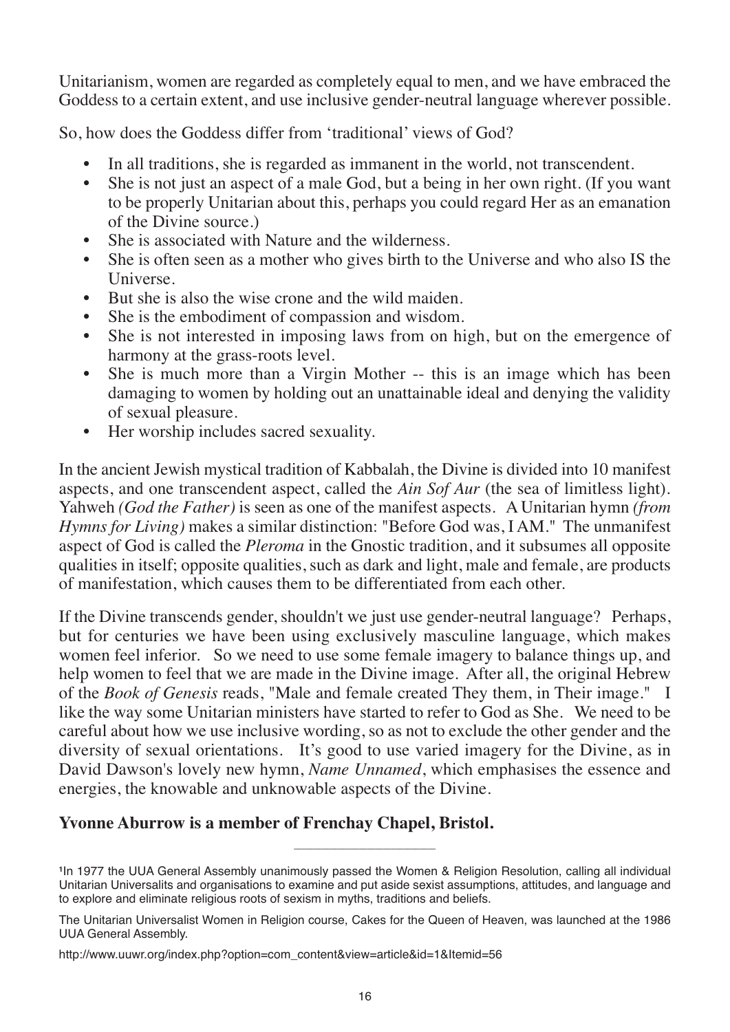Unitarianism, women are regarded as completely equal to men, and we have embraced the Goddess to a certain extent, and use inclusive gender-neutral language wherever possible.

So, how does the Goddess differ from 'traditional' views of God?

- In all traditions, she is regarded as immanent in the world, not transcendent.
- She is not just an aspect of a male God, but a being in her own right. (If you want to be properly Unitarian about this, perhaps you could regard Her as an emanation of the Divine source.)
- She is associated with Nature and the wilderness.
- She is often seen as a mother who gives birth to the Universe and who also IS the Universe.
- But she is also the wise crone and the wild maiden.
- She is the embodiment of compassion and wisdom.
- She is not interested in imposing laws from on high, but on the emergence of harmony at the grass-roots level.
- She is much more than a Virgin Mother -- this is an image which has been damaging to women by holding out an unattainable ideal and denying the validity of sexual pleasure.
- Her worship includes sacred sexuality.

In the ancient Jewish mystical tradition of Kabbalah, the Divine is divided into 10 manifest aspects, and one transcendent aspect, called the *Ain Sof Aur* (the sea of limitless light). Yahweh *(God the Father)* is seen as one of the manifest aspects. A Unitarian hymn *(from Hymns for Living)* makes a similar distinction: "Before God was, I AM." The unmanifest aspect of God is called the *Pleroma* in the Gnostic tradition, and it subsumes all opposite qualities in itself; opposite qualities, such as dark and light, male and female, are products of manifestation, which causes them to be differentiated from each other.

If the Divine transcends gender, shouldn't we just use gender-neutral language? Perhaps, but for centuries we have been using exclusively masculine language, which makes women feel inferior. So we need to use some female imagery to balance things up, and help women to feel that we are made in the Divine image. After all, the original Hebrew of the *Book of Genesis* reads, "Male and female created They them, in Their image." I like the way some Unitarian ministers have started to refer to God as She. We need to be careful about how we use inclusive wording, so as not to exclude the other gender and the diversity of sexual orientations. It's good to use varied imagery for the Divine, as in David Dawson's lovely new hymn, *Name Unnamed*, which emphasises the essence and energies, the knowable and unknowable aspects of the Divine.

**Yvonne Aburrow is a member of Frenchay Chapel, Bristol.**

---

[1] In 1977 the UUA General Assembly unanimously passed the Women & Religion Resolution, calling all individual Unitarian Universalits and organisations to examine and put aside sexist assumptions, attitudes, and language and to explore and eliminate religious roots of sexism in myths, traditions and beliefs.

The Unitarian Universalist Women in Religion course, Cakes for the Queen of Heaven, was launched at the 1986 UUA General Assembly.

http://www.uuwr.org/index.php?option=com_content&view=article&id=1&Itemid=56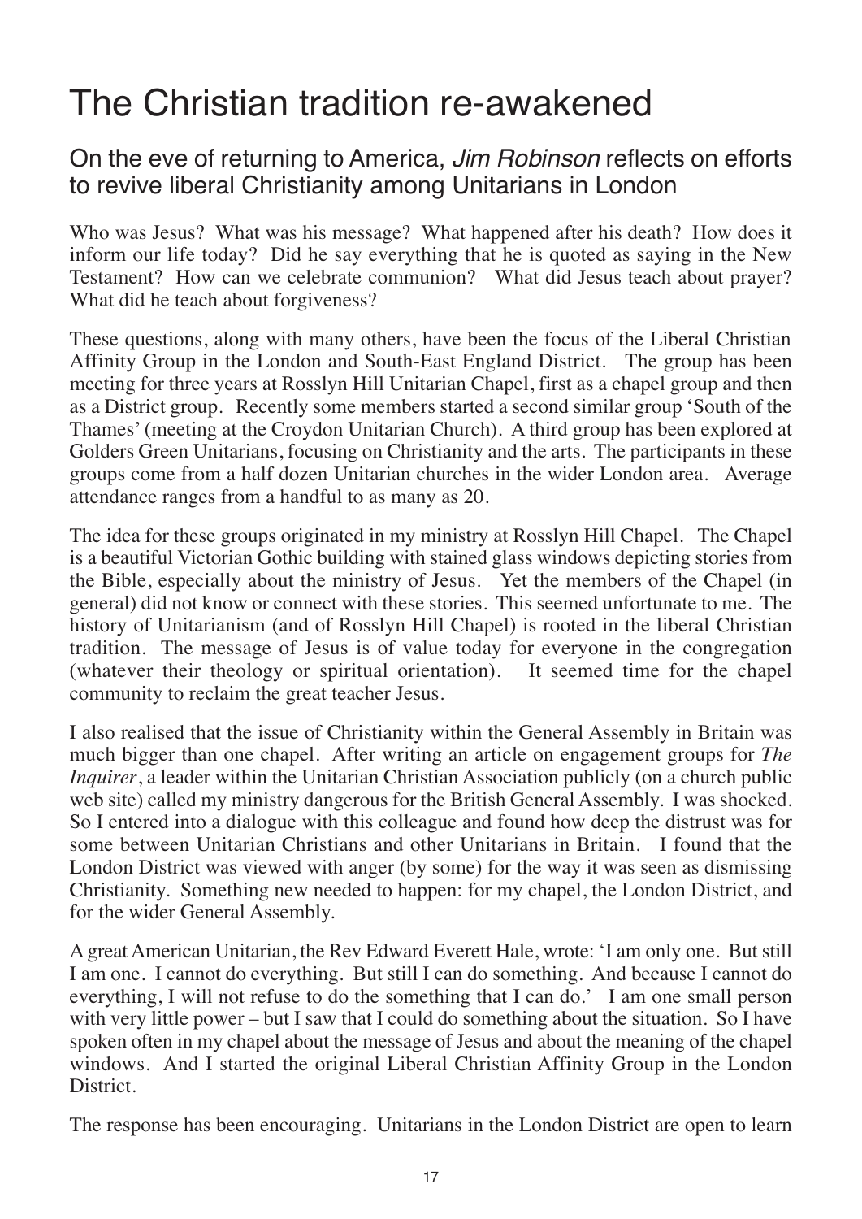# The Christian tradition re-awakened

## On the eve of returning to America, *Jim Robinson* reflects on efforts to revive liberal Christianity among Unitarians in London

Who was Jesus? What was his message? What happened after his death? How does it inform our life today? Did he say everything that he is quoted as saying in the New Testament? How can we celebrate communion? What did Jesus teach about prayer? What did he teach about forgiveness?

These questions, along with many others, have been the focus of the Liberal Christian Affinity Group in the London and South-East England District. The group has been meeting for three years at Rosslyn Hill Unitarian Chapel, first as a chapel group and then as a District group. Recently some members started a second similar group 'South of the Thames' (meeting at the Croydon Unitarian Church). A third group has been explored at Golders Green Unitarians, focusing on Christianity and the arts. The participants in these groups come from a half dozen Unitarian churches in the wider London area. Average attendance ranges from a handful to as many as 20.

The idea for these groups originated in my ministry at Rosslyn Hill Chapel. The Chapel is a beautiful Victorian Gothic building with stained glass windows depicting stories from the Bible, especially about the ministry of Jesus. Yet the members of the Chapel (in general) did not know or connect with these stories. This seemed unfortunate to me. The history of Unitarianism (and of Rosslyn Hill Chapel) is rooted in the liberal Christian tradition. The message of Jesus is of value today for everyone in the congregation (whatever their theology or spiritual orientation). It seemed time for the chapel community to reclaim the great teacher Jesus.

I also realised that the issue of Christianity within the General Assembly in Britain was much bigger than one chapel. After writing an article on engagement groups for *The Inquirer*, a leader within the Unitarian Christian Association publicly (on a church public web site) called my ministry dangerous for the British General Assembly. I was shocked. So I entered into a dialogue with this colleague and found how deep the distrust was for some between Unitarian Christians and other Unitarians in Britain. I found that the London District was viewed with anger (by some) for the way it was seen as dismissing Christianity. Something new needed to happen: for my chapel, the London District, and for the wider General Assembly.

A great American Unitarian, the Rev Edward Everett Hale, wrote: 'I am only one. But still I am one. I cannot do everything. But still I can do something. And because I cannot do everything, I will not refuse to do the something that I can do.' I am one small person with very little power – but I saw that I could do something about the situation. So I have spoken often in my chapel about the message of Jesus and about the meaning of the chapel windows. And I started the original Liberal Christian Affinity Group in the London District.

The response has been encouraging. Unitarians in the London District are open to learn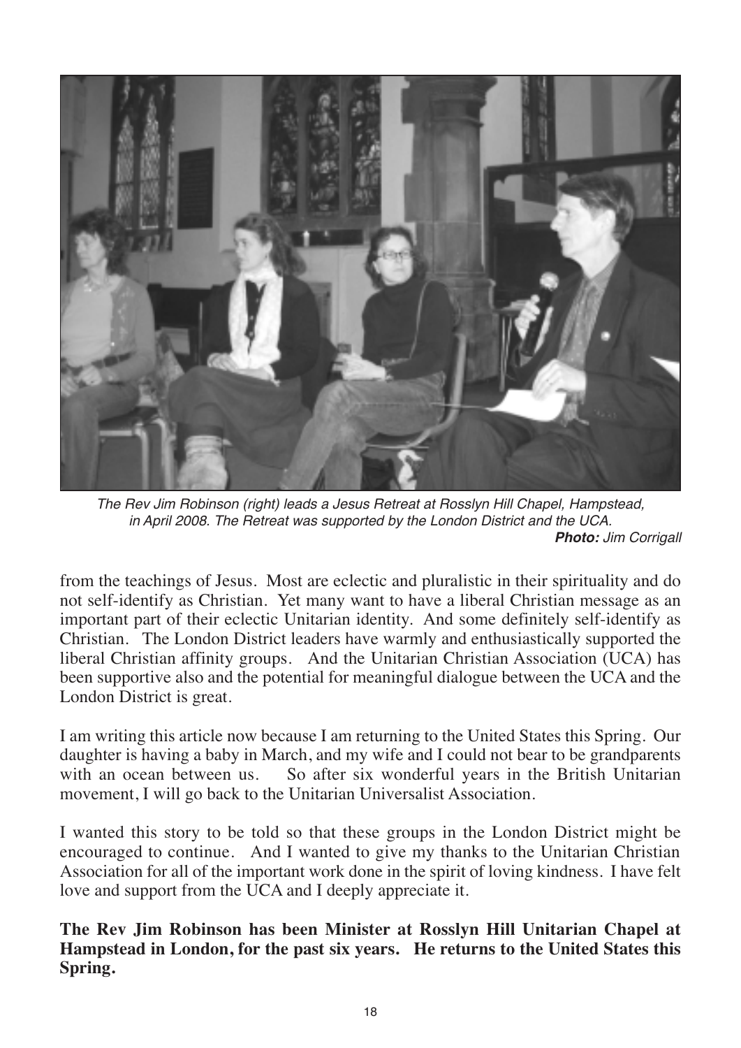*The Rev Jim Robinson (right) leads a Jesus Retreat at Rosslyn Hill Chapel, Hampstead, in April 2008. The Retreat was supported by the London District and the UCA.*
***Photo:** Jim Corrigall*

from the teachings of Jesus. Most are eclectic and pluralistic in their spirituality and do not self-identify as Christian. Yet many want to have a liberal Christian message as an important part of their eclectic Unitarian identity. And some definitely self-identify as Christian. The London District leaders have warmly and enthusiastically supported the liberal Christian affinity groups. And the Unitarian Christian Association (UCA) has been supportive also and the potential for meaningful dialogue between the UCA and the London District is great.

I am writing this article now because I am returning to the United States this Spring. Our daughter is having a baby in March, and my wife and I could not bear to be grandparents with an ocean between us. So after six wonderful years in the British Unitarian movement, I will go back to the Unitarian Universalist Association.

I wanted this story to be told so that these groups in the London District might be encouraged to continue. And I wanted to give my thanks to the Unitarian Christian Association for all of the important work done in the spirit of loving kindness. I have felt love and support from the UCA and I deeply appreciate it.

**The Rev Jim Robinson has been Minister at Rosslyn Hill Unitarian Chapel at Hampstead in London, for the past six years. He returns to the United States this Spring.**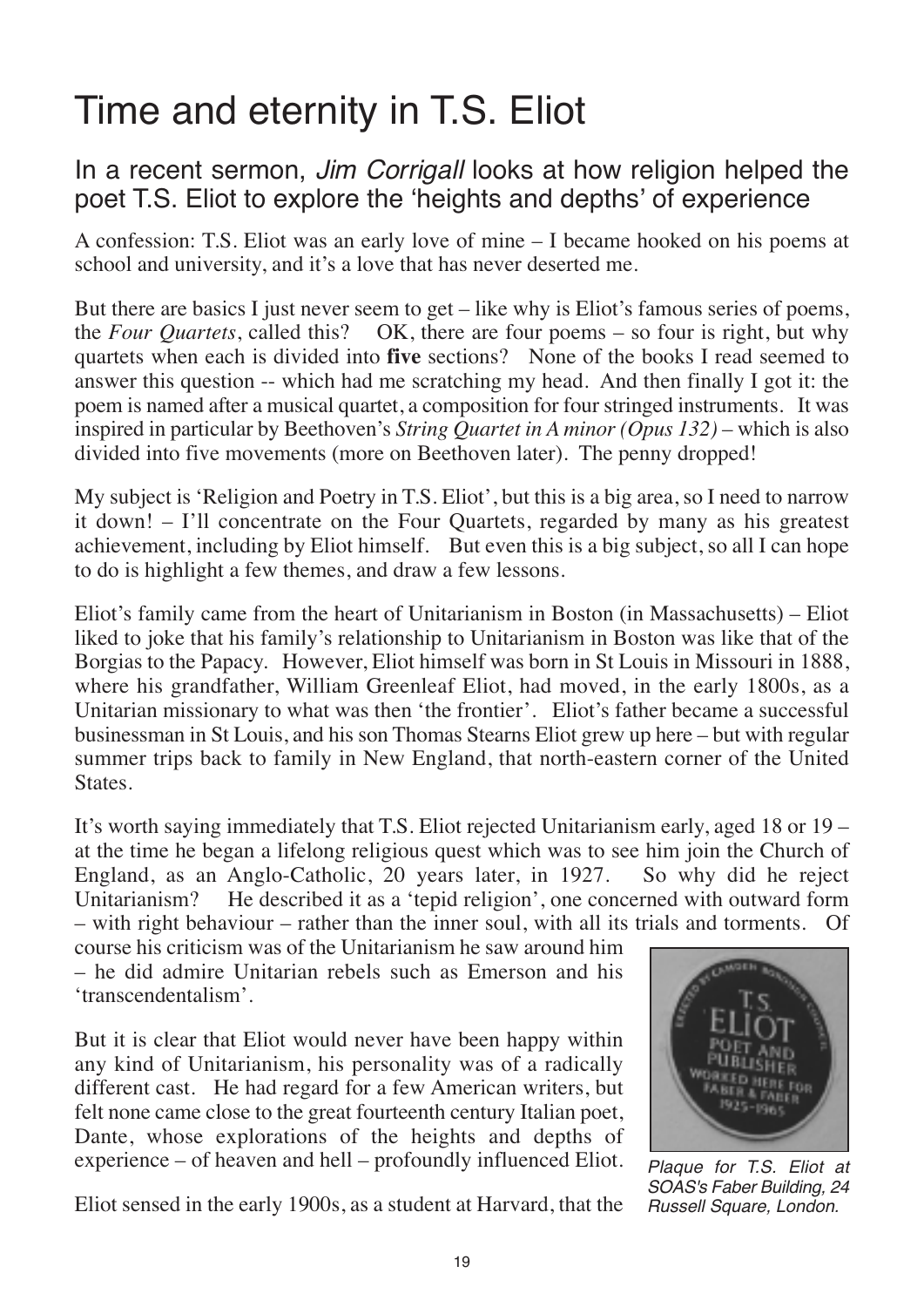# Time and eternity in T.S. Eliot

## In a recent sermon, *Jim Corrigall* looks at how religion helped the poet T.S. Eliot to explore the 'heights and depths' of experience

A confession: T.S. Eliot was an early love of mine – I became hooked on his poems at school and university, and it's a love that has never deserted me.

But there are basics I just never seem to get – like why is Eliot's famous series of poems, the *Four Quartets*, called this? OK, there are four poems – so four is right, but why quartets when each is divided into **five** sections? None of the books I read seemed to answer this question -- which had me scratching my head. And then finally I got it: the poem is named after a musical quartet, a composition for four stringed instruments. It was inspired in particular by Beethoven's *String Quartet in A minor (Opus 132)* – which is also divided into five movements (more on Beethoven later). The penny dropped!

My subject is 'Religion and Poetry in T.S. Eliot', but this is a big area, so I need to narrow it down! – I'll concentrate on the Four Quartets, regarded by many as his greatest achievement, including by Eliot himself. But even this is a big subject, so all I can hope to do is highlight a few themes, and draw a few lessons.

Eliot's family came from the heart of Unitarianism in Boston (in Massachusetts) – Eliot liked to joke that his family's relationship to Unitarianism in Boston was like that of the Borgias to the Papacy. However, Eliot himself was born in St Louis in Missouri in 1888, where his grandfather, William Greenleaf Eliot, had moved, in the early 1800s, as a Unitarian missionary to what was then 'the frontier'. Eliot's father became a successful businessman in St Louis, and his son Thomas Stearns Eliot grew up here – but with regular summer trips back to family in New England, that north-eastern corner of the United States.

It's worth saying immediately that T.S. Eliot rejected Unitarianism early, aged 18 or 19 – at the time he began a lifelong religious quest which was to see him join the Church of England, as an Anglo-Catholic, 20 years later, in 1927. So why did he reject Unitarianism? He described it as a 'tepid religion', one concerned with outward form – with right behaviour – rather than the inner soul, with all its trials and torments. Of course his criticism was of the Unitarianism he saw around him – he did admire Unitarian rebels such as Emerson and his 'transcendentalism'.

But it is clear that Eliot would never have been happy within any kind of Unitarianism, his personality was of a radically different cast. He had regard for a few American writers, but felt none came close to the great fourteenth century Italian poet, Dante, whose explorations of the heights and depths of experience – of heaven and hell – profoundly influenced Eliot.

*Plaque for T.S. Eliot at SOAS's Faber Building, 24 Russell Square, London.*

Eliot sensed in the early 1900s, as a student at Harvard, that the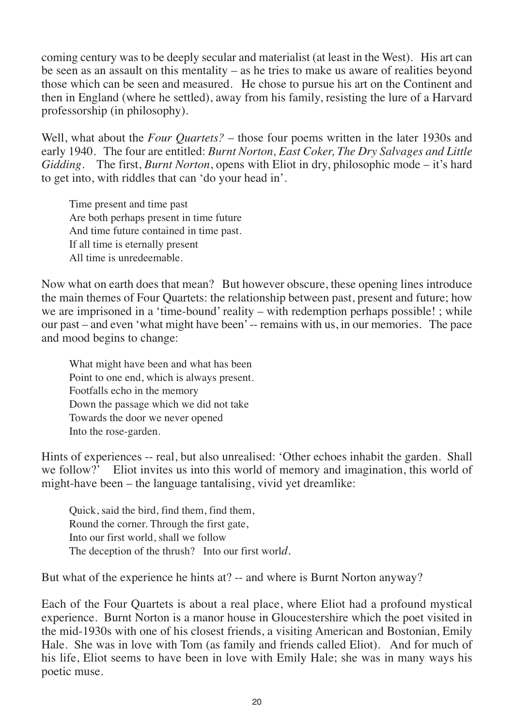coming century was to be deeply secular and materialist (at least in the West). His art can be seen as an assault on this mentality – as he tries to make us aware of realities beyond those which can be seen and measured. He chose to pursue his art on the Continent and then in England (where he settled), away from his family, resisting the lure of a Harvard professorship (in philosophy).

Well, what about the *Four Quartets?* – those four poems written in the later 1930s and early 1940. The four are entitled: *Burnt Norton, East Coker, The Dry Salvages and Little Gidding*. The first, *Burnt Norton*, opens with Eliot in dry, philosophic mode – it's hard to get into, with riddles that can 'do your head in'.

> Time present and time past
> Are both perhaps present in time future
> And time future contained in time past.
> If all time is eternally present
> All time is unredeemable.

Now what on earth does that mean? But however obscure, these opening lines introduce the main themes of Four Quartets: the relationship between past, present and future; how we are imprisoned in a 'time-bound' reality – with redemption perhaps possible! ; while our past – and even 'what might have been' -- remains with us, in our memories. The pace and mood begins to change:

> What might have been and what has been
> Point to one end, which is always present.
> Footfalls echo in the memory
> Down the passage which we did not take
> Towards the door we never opened
> Into the rose-garden.

Hints of experiences -- real, but also unrealised: 'Other echoes inhabit the garden. Shall we follow?' Eliot invites us into this world of memory and imagination, this world of might-have been – the language tantalising, vivid yet dreamlike:

> Quick, said the bird, find them, find them,
> Round the corner. Through the first gate,
> Into our first world, shall we follow
> The deception of the thrush? Into our first world.

But what of the experience he hints at? -- and where is Burnt Norton anyway?

Each of the Four Quartets is about a real place, where Eliot had a profound mystical experience. Burnt Norton is a manor house in Gloucestershire which the poet visited in the mid-1930s with one of his closest friends, a visiting American and Bostonian, Emily Hale. She was in love with Tom (as family and friends called Eliot). And for much of his life, Eliot seems to have been in love with Emily Hale; she was in many ways his poetic muse.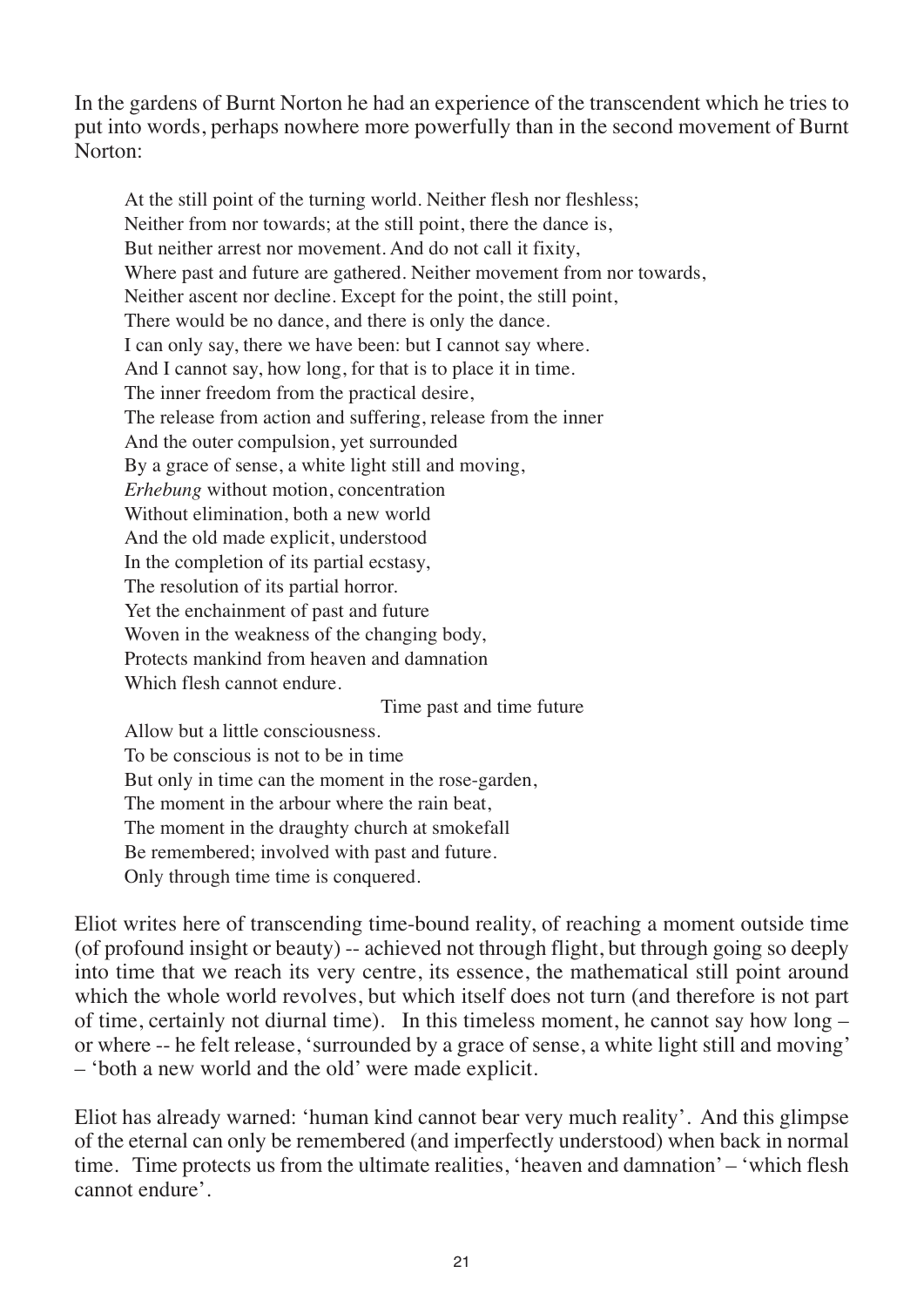In the gardens of Burnt Norton he had an experience of the transcendent which he tries to put into words, perhaps nowhere more powerfully than in the second movement of Burnt Norton:

> At the still point of the turning world. Neither flesh nor fleshless;  
> Neither from nor towards; at the still point, there the dance is,  
> But neither arrest nor movement. And do not call it fixity,  
> Where past and future are gathered. Neither movement from nor towards,  
> Neither ascent nor decline. Except for the point, the still point,  
> There would be no dance, and there is only the dance.  
> I can only say, there we have been: but I cannot say where.  
> And I cannot say, how long, for that is to place it in time.  
> The inner freedom from the practical desire,  
> The release from action and suffering, release from the inner  
> And the outer compulsion, yet surrounded  
> By a grace of sense, a white light still and moving,  
> *Erhebung* without motion, concentration  
> Without elimination, both a new world  
> And the old made explicit, understood  
> In the completion of its partial ecstasy,  
> The resolution of its partial horror.  
> Yet the enchainment of past and future  
> Woven in the weakness of the changing body,  
> Protects mankind from heaven and damnation  
> Which flesh cannot endure.  
> Time past and time future  
> Allow but a little consciousness.  
> To be conscious is not to be in time  
> But only in time can the moment in the rose-garden,  
> The moment in the arbour where the rain beat,  
> The moment in the draughty church at smokefall  
> Be remembered; involved with past and future.  
> Only through time time is conquered.

Eliot writes here of transcending time-bound reality, of reaching a moment outside time (of profound insight or beauty) -- achieved not through flight, but through going so deeply into time that we reach its very centre, its essence, the mathematical still point around which the whole world revolves, but which itself does not turn (and therefore is not part of time, certainly not diurnal time). In this timeless moment, he cannot say how long – or where -- he felt release, 'surrounded by a grace of sense, a white light still and moving' – 'both a new world and the old' were made explicit.

Eliot has already warned: 'human kind cannot bear very much reality'. And this glimpse of the eternal can only be remembered (and imperfectly understood) when back in normal time. Time protects us from the ultimate realities, 'heaven and damnation' – 'which flesh cannot endure'.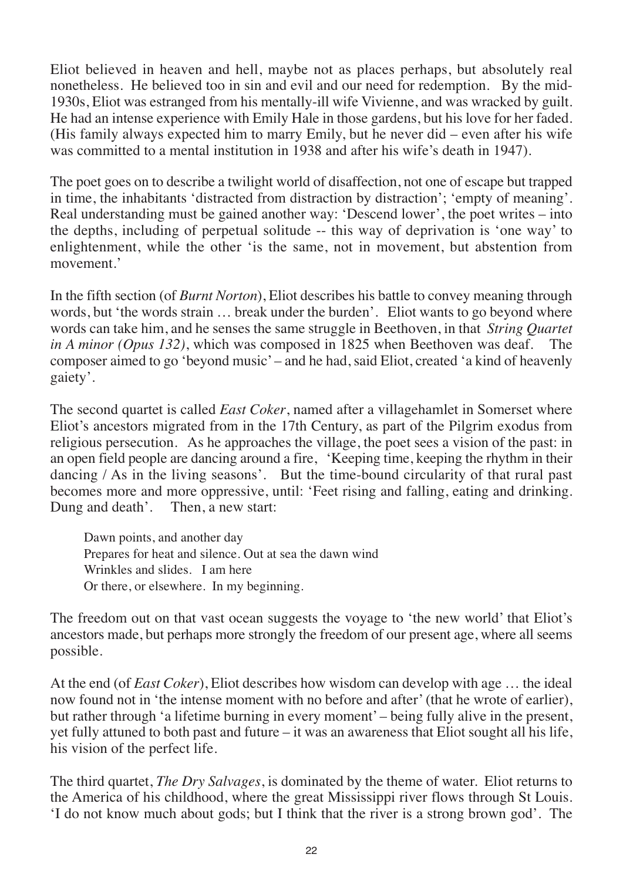Eliot believed in heaven and hell, maybe not as places perhaps, but absolutely real nonetheless. He believed too in sin and evil and our need for redemption. By the mid-1930s, Eliot was estranged from his mentally-ill wife Vivienne, and was wracked by guilt. He had an intense experience with Emily Hale in those gardens, but his love for her faded. (His family always expected him to marry Emily, but he never did – even after his wife was committed to a mental institution in 1938 and after his wife's death in 1947).

The poet goes on to describe a twilight world of disaffection, not one of escape but trapped in time, the inhabitants 'distracted from distraction by distraction'; 'empty of meaning'. Real understanding must be gained another way: 'Descend lower', the poet writes – into the depths, including of perpetual solitude -- this way of deprivation is 'one way' to enlightenment, while the other 'is the same, not in movement, but abstention from movement.'

In the fifth section (of *Burnt Norton*), Eliot describes his battle to convey meaning through words, but 'the words strain … break under the burden'. Eliot wants to go beyond where words can take him, and he senses the same struggle in Beethoven, in that *String Quartet in A minor (Opus 132)*, which was composed in 1825 when Beethoven was deaf. The composer aimed to go 'beyond music' – and he had, said Eliot, created 'a kind of heavenly gaiety'.

The second quartet is called *East Coker*, named after a villagehamlet in Somerset where Eliot's ancestors migrated from in the 17th Century, as part of the Pilgrim exodus from religious persecution. As he approaches the village, the poet sees a vision of the past: in an open field people are dancing around a fire, 'Keeping time, keeping the rhythm in their dancing / As in the living seasons'. But the time-bound circularity of that rural past becomes more and more oppressive, until: 'Feet rising and falling, eating and drinking. Dung and death'. Then, a new start:

> Dawn points, and another day
> Prepares for heat and silence. Out at sea the dawn wind
> Wrinkles and slides. I am here
> Or there, or elsewhere. In my beginning.

The freedom out on that vast ocean suggests the voyage to 'the new world' that Eliot's ancestors made, but perhaps more strongly the freedom of our present age, where all seems possible.

At the end (of *East Coker*), Eliot describes how wisdom can develop with age … the ideal now found not in 'the intense moment with no before and after' (that he wrote of earlier), but rather through 'a lifetime burning in every moment' – being fully alive in the present, yet fully attuned to both past and future – it was an awareness that Eliot sought all his life, his vision of the perfect life.

The third quartet, *The Dry Salvages*, is dominated by the theme of water. Eliot returns to the America of his childhood, where the great Mississippi river flows through St Louis. 'I do not know much about gods; but I think that the river is a strong brown god'. The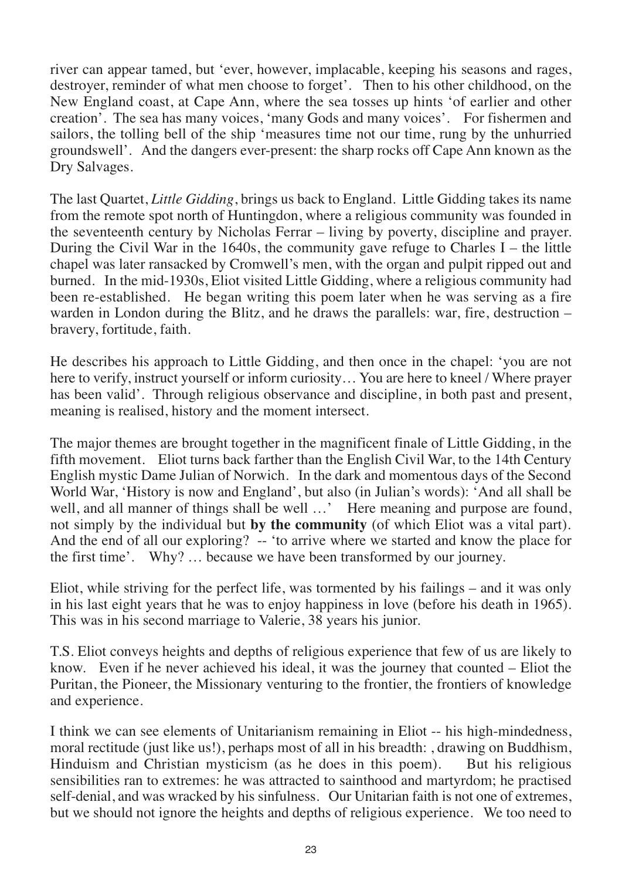river can appear tamed, but 'ever, however, implacable, keeping his seasons and rages, destroyer, reminder of what men choose to forget'. Then to his other childhood, on the New England coast, at Cape Ann, where the sea tosses up hints 'of earlier and other creation'. The sea has many voices, 'many Gods and many voices'. For fishermen and sailors, the tolling bell of the ship 'measures time not our time, rung by the unhurried groundswell'. And the dangers ever-present: the sharp rocks off Cape Ann known as the Dry Salvages.

The last Quartet, *Little Gidding*, brings us back to England. Little Gidding takes its name from the remote spot north of Huntingdon, where a religious community was founded in the seventeenth century by Nicholas Ferrar – living by poverty, discipline and prayer. During the Civil War in the 1640s, the community gave refuge to Charles I – the little chapel was later ransacked by Cromwell's men, with the organ and pulpit ripped out and burned. In the mid-1930s, Eliot visited Little Gidding, where a religious community had been re-established. He began writing this poem later when he was serving as a fire warden in London during the Blitz, and he draws the parallels: war, fire, destruction – bravery, fortitude, faith.

He describes his approach to Little Gidding, and then once in the chapel: 'you are not here to verify, instruct yourself or inform curiosity… You are here to kneel / Where prayer has been valid'. Through religious observance and discipline, in both past and present, meaning is realised, history and the moment intersect.

The major themes are brought together in the magnificent finale of Little Gidding, in the fifth movement. Eliot turns back farther than the English Civil War, to the 14th Century English mystic Dame Julian of Norwich. In the dark and momentous days of the Second World War, 'History is now and England', but also (in Julian's words): 'And all shall be well, and all manner of things shall be well …' Here meaning and purpose are found, not simply by the individual but **by the community** (of which Eliot was a vital part). And the end of all our exploring? -- 'to arrive where we started and know the place for the first time'. Why? … because we have been transformed by our journey.

Eliot, while striving for the perfect life, was tormented by his failings – and it was only in his last eight years that he was to enjoy happiness in love (before his death in 1965). This was in his second marriage to Valerie, 38 years his junior.

T.S. Eliot conveys heights and depths of religious experience that few of us are likely to know. Even if he never achieved his ideal, it was the journey that counted – Eliot the Puritan, the Pioneer, the Missionary venturing to the frontier, the frontiers of knowledge and experience.

I think we can see elements of Unitarianism remaining in Eliot -- his high-mindedness, moral rectitude (just like us!), perhaps most of all in his breadth: , drawing on Buddhism, Hinduism and Christian mysticism (as he does in this poem). But his religious sensibilities ran to extremes: he was attracted to sainthood and martyrdom; he practised self-denial, and was wracked by his sinfulness. Our Unitarian faith is not one of extremes, but we should not ignore the heights and depths of religious experience. We too need to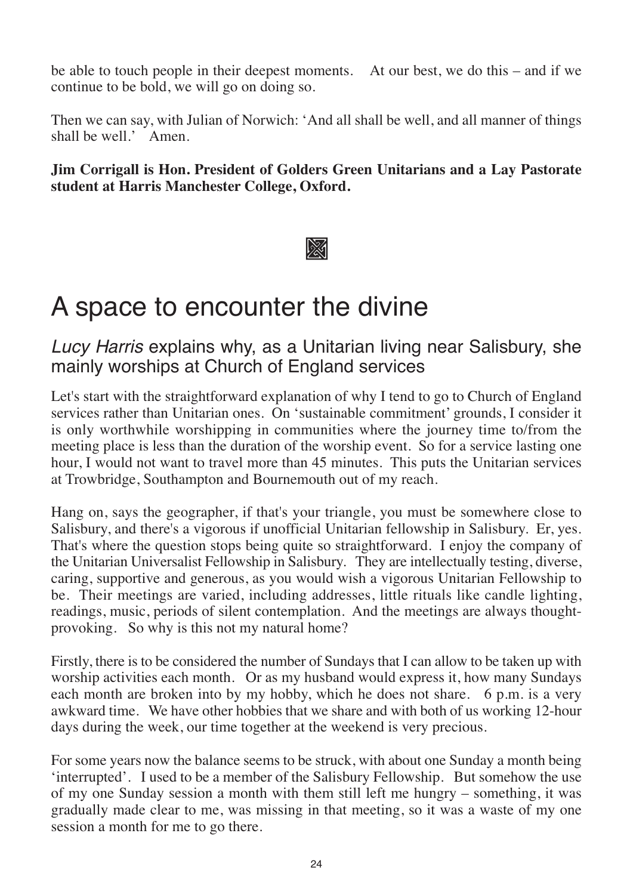be able to touch people in their deepest moments. At our best, we do this – and if we continue to be bold, we will go on doing so.

Then we can say, with Julian of Norwich: 'And all shall be well, and all manner of things shall be well.' Amen.

**Jim Corrigall is Hon. President of Golders Green Unitarians and a Lay Pastorate student at Harris Manchester College, Oxford.**

# A space to encounter the divine

## *Lucy Harris* explains why, as a Unitarian living near Salisbury, she mainly worships at Church of England services

Let's start with the straightforward explanation of why I tend to go to Church of England services rather than Unitarian ones. On 'sustainable commitment' grounds, I consider it is only worthwhile worshipping in communities where the journey time to/from the meeting place is less than the duration of the worship event. So for a service lasting one hour, I would not want to travel more than 45 minutes. This puts the Unitarian services at Trowbridge, Southampton and Bournemouth out of my reach.

Hang on, says the geographer, if that's your triangle, you must be somewhere close to Salisbury, and there's a vigorous if unofficial Unitarian fellowship in Salisbury. Er, yes. That's where the question stops being quite so straightforward. I enjoy the company of the Unitarian Universalist Fellowship in Salisbury. They are intellectually testing, diverse, caring, supportive and generous, as you would wish a vigorous Unitarian Fellowship to be. Their meetings are varied, including addresses, little rituals like candle lighting, readings, music, periods of silent contemplation. And the meetings are always thought-provoking. So why is this not my natural home?

Firstly, there is to be considered the number of Sundays that I can allow to be taken up with worship activities each month. Or as my husband would express it, how many Sundays each month are broken into by my hobby, which he does not share. 6 p.m. is a very awkward time. We have other hobbies that we share and with both of us working 12-hour days during the week, our time together at the weekend is very precious.

For some years now the balance seems to be struck, with about one Sunday a month being 'interrupted'. I used to be a member of the Salisbury Fellowship. But somehow the use of my one Sunday session a month with them still left me hungry – something, it was gradually made clear to me, was missing in that meeting, so it was a waste of my one session a month for me to go there.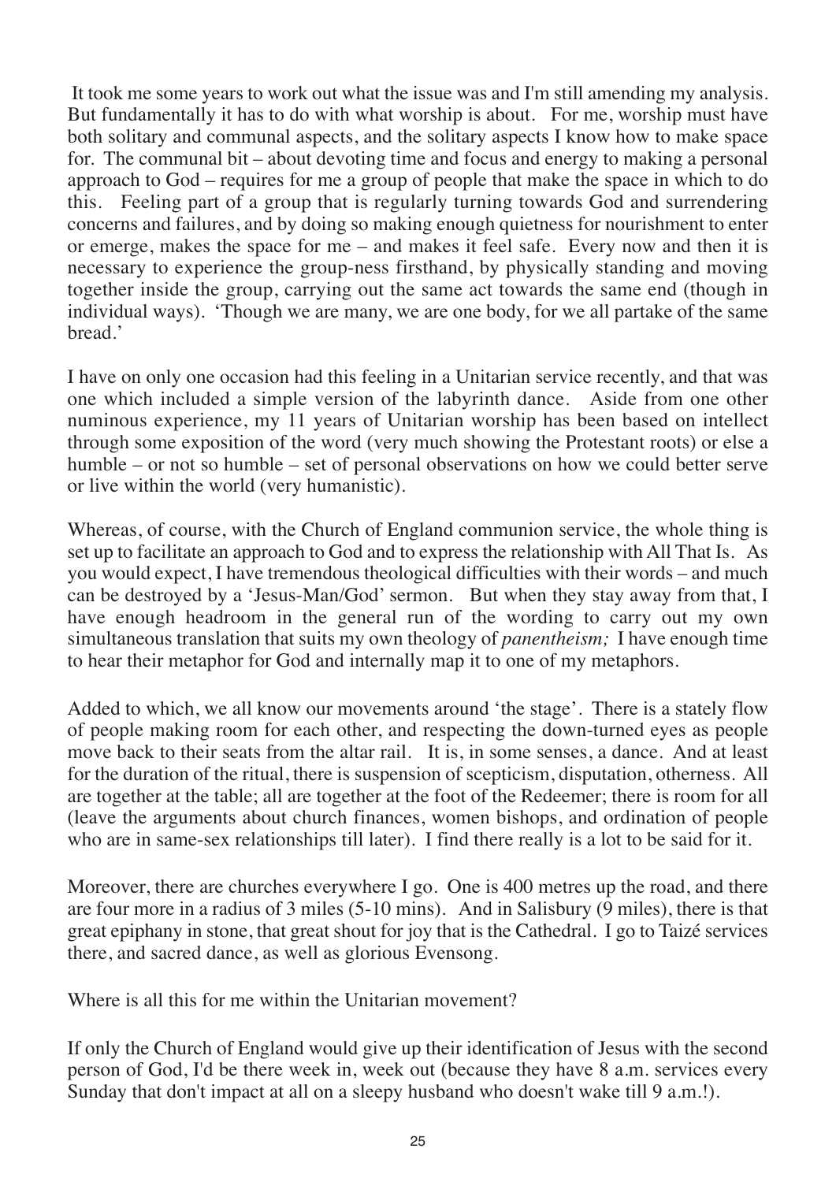It took me some years to work out what the issue was and I'm still amending my analysis. But fundamentally it has to do with what worship is about. For me, worship must have both solitary and communal aspects, and the solitary aspects I know how to make space for. The communal bit – about devoting time and focus and energy to making a personal approach to God – requires for me a group of people that make the space in which to do this. Feeling part of a group that is regularly turning towards God and surrendering concerns and failures, and by doing so making enough quietness for nourishment to enter or emerge, makes the space for me – and makes it feel safe. Every now and then it is necessary to experience the group-ness firsthand, by physically standing and moving together inside the group, carrying out the same act towards the same end (though in individual ways). 'Though we are many, we are one body, for we all partake of the same bread.'

I have on only one occasion had this feeling in a Unitarian service recently, and that was one which included a simple version of the labyrinth dance. Aside from one other numinous experience, my 11 years of Unitarian worship has been based on intellect through some exposition of the word (very much showing the Protestant roots) or else a humble – or not so humble – set of personal observations on how we could better serve or live within the world (very humanistic).

Whereas, of course, with the Church of England communion service, the whole thing is set up to facilitate an approach to God and to express the relationship with All That Is. As you would expect, I have tremendous theological difficulties with their words – and much can be destroyed by a 'Jesus-Man/God' sermon. But when they stay away from that, I have enough headroom in the general run of the wording to carry out my own simultaneous translation that suits my own theology of *panentheism;* I have enough time to hear their metaphor for God and internally map it to one of my metaphors.

Added to which, we all know our movements around 'the stage'. There is a stately flow of people making room for each other, and respecting the down-turned eyes as people move back to their seats from the altar rail. It is, in some senses, a dance. And at least for the duration of the ritual, there is suspension of scepticism, disputation, otherness. All are together at the table; all are together at the foot of the Redeemer; there is room for all (leave the arguments about church finances, women bishops, and ordination of people who are in same-sex relationships till later). I find there really is a lot to be said for it.

Moreover, there are churches everywhere I go. One is 400 metres up the road, and there are four more in a radius of 3 miles (5-10 mins). And in Salisbury (9 miles), there is that great epiphany in stone, that great shout for joy that is the Cathedral. I go to Taizé services there, and sacred dance, as well as glorious Evensong.

Where is all this for me within the Unitarian movement?

If only the Church of England would give up their identification of Jesus with the second person of God, I'd be there week in, week out (because they have 8 a.m. services every Sunday that don't impact at all on a sleepy husband who doesn't wake till 9 a.m.!).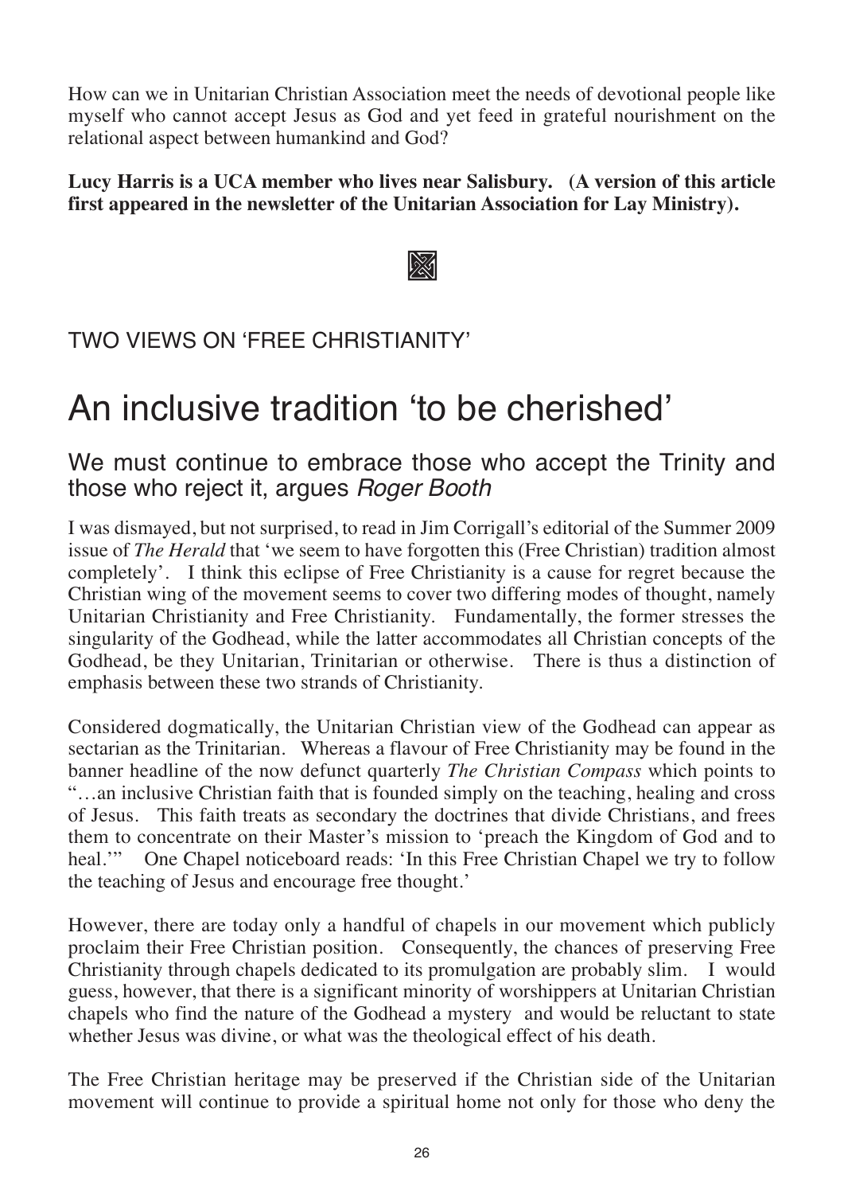How can we in Unitarian Christian Association meet the needs of devotional people like myself who cannot accept Jesus as God and yet feed in grateful nourishment on the relational aspect between humankind and God?

**Lucy Harris is a UCA member who lives near Salisbury. (A version of this article first appeared in the newsletter of the Unitarian Association for Lay Ministry).**

TWO VIEWS ON 'FREE CHRISTIANITY'

# An inclusive tradition 'to be cherished'

## We must continue to embrace those who accept the Trinity and those who reject it, argues *Roger Booth*

I was dismayed, but not surprised, to read in Jim Corrigall's editorial of the Summer 2009 issue of *The Herald* that 'we seem to have forgotten this (Free Christian) tradition almost completely'. I think this eclipse of Free Christianity is a cause for regret because the Christian wing of the movement seems to cover two differing modes of thought, namely Unitarian Christianity and Free Christianity. Fundamentally, the former stresses the singularity of the Godhead, while the latter accommodates all Christian concepts of the Godhead, be they Unitarian, Trinitarian or otherwise. There is thus a distinction of emphasis between these two strands of Christianity.

Considered dogmatically, the Unitarian Christian view of the Godhead can appear as sectarian as the Trinitarian. Whereas a flavour of Free Christianity may be found in the banner headline of the now defunct quarterly *The Christian Compass* which points to "…an inclusive Christian faith that is founded simply on the teaching, healing and cross of Jesus. This faith treats as secondary the doctrines that divide Christians, and frees them to concentrate on their Master's mission to 'preach the Kingdom of God and to heal.'" One Chapel noticeboard reads: 'In this Free Christian Chapel we try to follow the teaching of Jesus and encourage free thought.'

However, there are today only a handful of chapels in our movement which publicly proclaim their Free Christian position. Consequently, the chances of preserving Free Christianity through chapels dedicated to its promulgation are probably slim. I would guess, however, that there is a significant minority of worshippers at Unitarian Christian chapels who find the nature of the Godhead a mystery and would be reluctant to state whether Jesus was divine, or what was the theological effect of his death.

The Free Christian heritage may be preserved if the Christian side of the Unitarian movement will continue to provide a spiritual home not only for those who deny the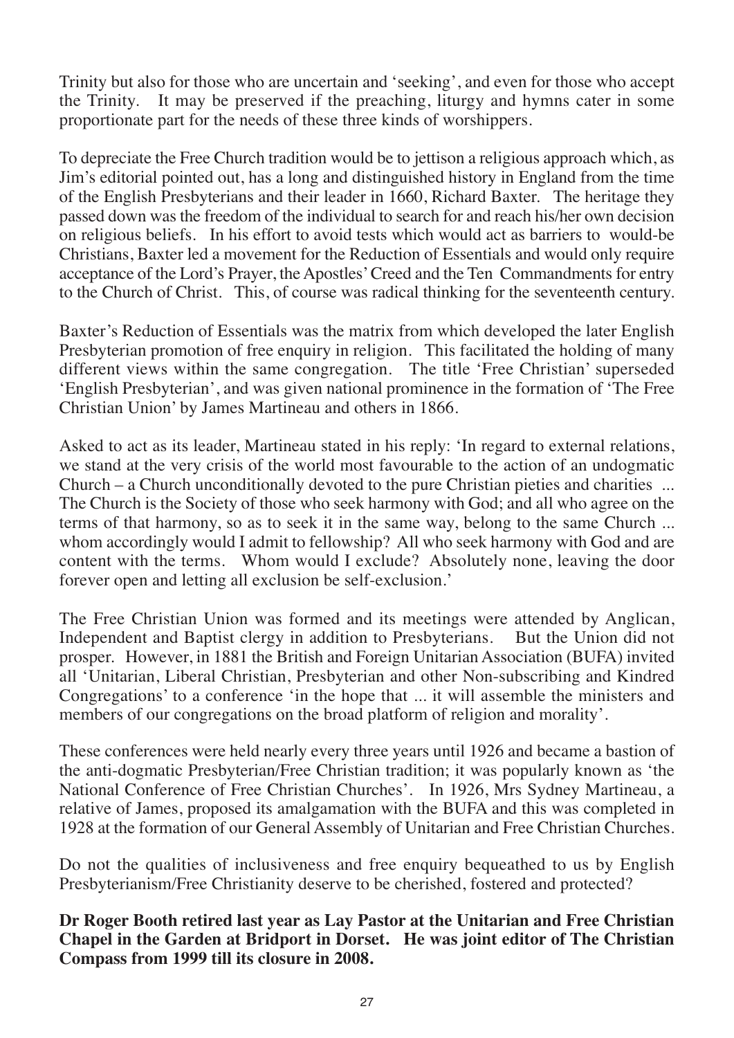Trinity but also for those who are uncertain and 'seeking', and even for those who accept the Trinity. It may be preserved if the preaching, liturgy and hymns cater in some proportionate part for the needs of these three kinds of worshippers.

To depreciate the Free Church tradition would be to jettison a religious approach which, as Jim's editorial pointed out, has a long and distinguished history in England from the time of the English Presbyterians and their leader in 1660, Richard Baxter. The heritage they passed down was the freedom of the individual to search for and reach his/her own decision on religious beliefs. In his effort to avoid tests which would act as barriers to would-be Christians, Baxter led a movement for the Reduction of Essentials and would only require acceptance of the Lord's Prayer, the Apostles' Creed and the Ten Commandments for entry to the Church of Christ. This, of course was radical thinking for the seventeenth century.

Baxter's Reduction of Essentials was the matrix from which developed the later English Presbyterian promotion of free enquiry in religion. This facilitated the holding of many different views within the same congregation. The title 'Free Christian' superseded 'English Presbyterian', and was given national prominence in the formation of 'The Free Christian Union' by James Martineau and others in 1866.

Asked to act as its leader, Martineau stated in his reply: 'In regard to external relations, we stand at the very crisis of the world most favourable to the action of an undogmatic Church – a Church unconditionally devoted to the pure Christian pieties and charities ... The Church is the Society of those who seek harmony with God; and all who agree on the terms of that harmony, so as to seek it in the same way, belong to the same Church ... whom accordingly would I admit to fellowship? All who seek harmony with God and are content with the terms. Whom would I exclude? Absolutely none, leaving the door forever open and letting all exclusion be self-exclusion.'

The Free Christian Union was formed and its meetings were attended by Anglican, Independent and Baptist clergy in addition to Presbyterians. But the Union did not prosper. However, in 1881 the British and Foreign Unitarian Association (BUFA) invited all 'Unitarian, Liberal Christian, Presbyterian and other Non-subscribing and Kindred Congregations' to a conference 'in the hope that ... it will assemble the ministers and members of our congregations on the broad platform of religion and morality'.

These conferences were held nearly every three years until 1926 and became a bastion of the anti-dogmatic Presbyterian/Free Christian tradition; it was popularly known as 'the National Conference of Free Christian Churches'. In 1926, Mrs Sydney Martineau, a relative of James, proposed its amalgamation with the BUFA and this was completed in 1928 at the formation of our General Assembly of Unitarian and Free Christian Churches.

Do not the qualities of inclusiveness and free enquiry bequeathed to us by English Presbyterianism/Free Christianity deserve to be cherished, fostered and protected?

**Dr Roger Booth retired last year as Lay Pastor at the Unitarian and Free Christian Chapel in the Garden at Bridport in Dorset. He was joint editor of The Christian Compass from 1999 till its closure in 2008.**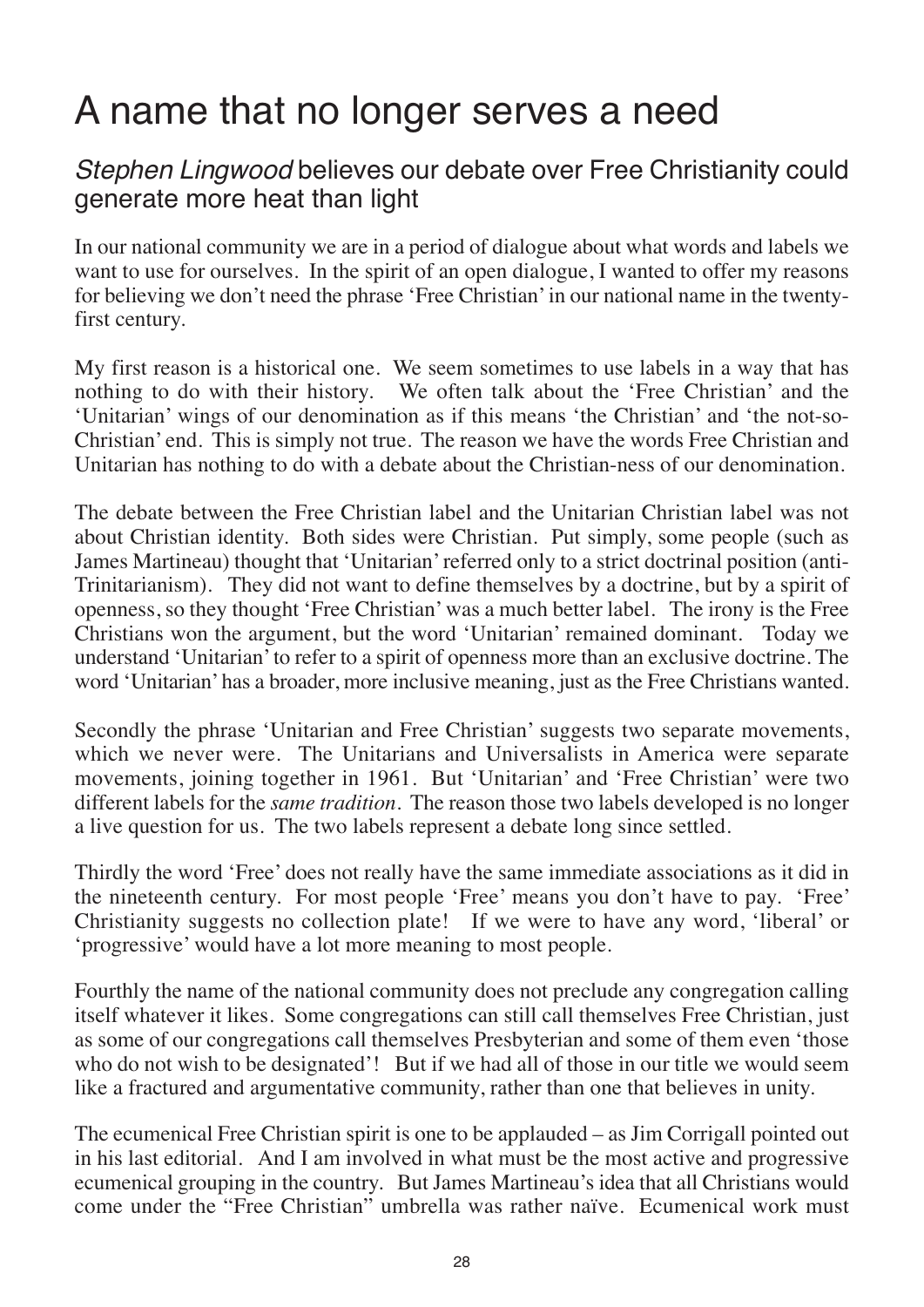# A name that no longer serves a need

## *Stephen Lingwood* believes our debate over Free Christianity could generate more heat than light

In our national community we are in a period of dialogue about what words and labels we want to use for ourselves. In the spirit of an open dialogue, I wanted to offer my reasons for believing we don't need the phrase 'Free Christian' in our national name in the twenty-first century.

My first reason is a historical one. We seem sometimes to use labels in a way that has nothing to do with their history. We often talk about the 'Free Christian' and the 'Unitarian' wings of our denomination as if this means 'the Christian' and 'the not-so-Christian' end. This is simply not true. The reason we have the words Free Christian and Unitarian has nothing to do with a debate about the Christian-ness of our denomination.

The debate between the Free Christian label and the Unitarian Christian label was not about Christian identity. Both sides were Christian. Put simply, some people (such as James Martineau) thought that 'Unitarian' referred only to a strict doctrinal position (anti-Trinitarianism). They did not want to define themselves by a doctrine, but by a spirit of openness, so they thought 'Free Christian' was a much better label. The irony is the Free Christians won the argument, but the word 'Unitarian' remained dominant. Today we understand 'Unitarian' to refer to a spirit of openness more than an exclusive doctrine. The word 'Unitarian' has a broader, more inclusive meaning, just as the Free Christians wanted.

Secondly the phrase 'Unitarian and Free Christian' suggests two separate movements, which we never were. The Unitarians and Universalists in America were separate movements, joining together in 1961. But 'Unitarian' and 'Free Christian' were two different labels for the *same tradition*. The reason those two labels developed is no longer a live question for us. The two labels represent a debate long since settled.

Thirdly the word 'Free' does not really have the same immediate associations as it did in the nineteenth century. For most people 'Free' means you don't have to pay. 'Free' Christianity suggests no collection plate! If we were to have any word, 'liberal' or 'progressive' would have a lot more meaning to most people.

Fourthly the name of the national community does not preclude any congregation calling itself whatever it likes. Some congregations can still call themselves Free Christian, just as some of our congregations call themselves Presbyterian and some of them even 'those who do not wish to be designated'! But if we had all of those in our title we would seem like a fractured and argumentative community, rather than one that believes in unity.

The ecumenical Free Christian spirit is one to be applauded – as Jim Corrigall pointed out in his last editorial. And I am involved in what must be the most active and progressive ecumenical grouping in the country. But James Martineau's idea that all Christians would come under the "Free Christian" umbrella was rather naïve. Ecumenical work must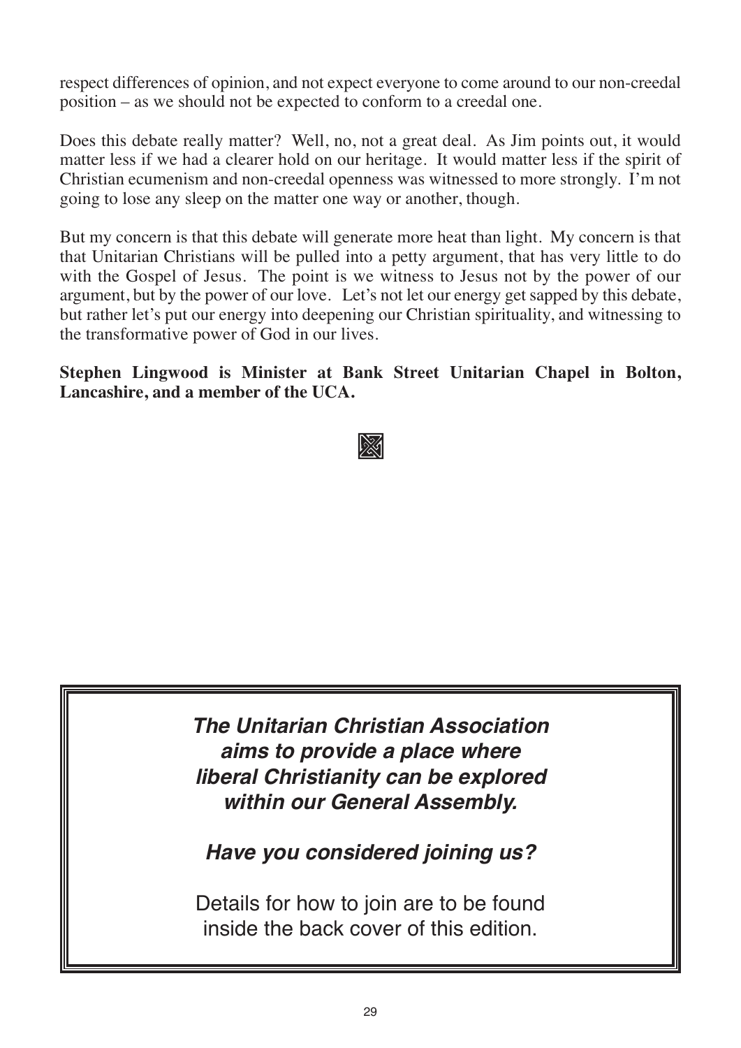respect differences of opinion, and not expect everyone to come around to our non-creedal position – as we should not be expected to conform to a creedal one.

Does this debate really matter? Well, no, not a great deal. As Jim points out, it would matter less if we had a clearer hold on our heritage. It would matter less if the spirit of Christian ecumenism and non-creedal openness was witnessed to more strongly. I'm not going to lose any sleep on the matter one way or another, though.

But my concern is that this debate will generate more heat than light. My concern is that that Unitarian Christians will be pulled into a petty argument, that has very little to do with the Gospel of Jesus. The point is we witness to Jesus not by the power of our argument, but by the power of our love. Let's not let our energy get sapped by this debate, but rather let's put our energy into deepening our Christian spirituality, and witnessing to the transformative power of God in our lives.

**Stephen Lingwood is Minister at Bank Street Unitarian Chapel in Bolton, Lancashire, and a member of the UCA.**

***The Unitarian Christian Association aims to provide a place where liberal Christianity can be explored within our General Assembly.***

***Have you considered joining us?***

Details for how to join are to be found inside the back cover of this edition.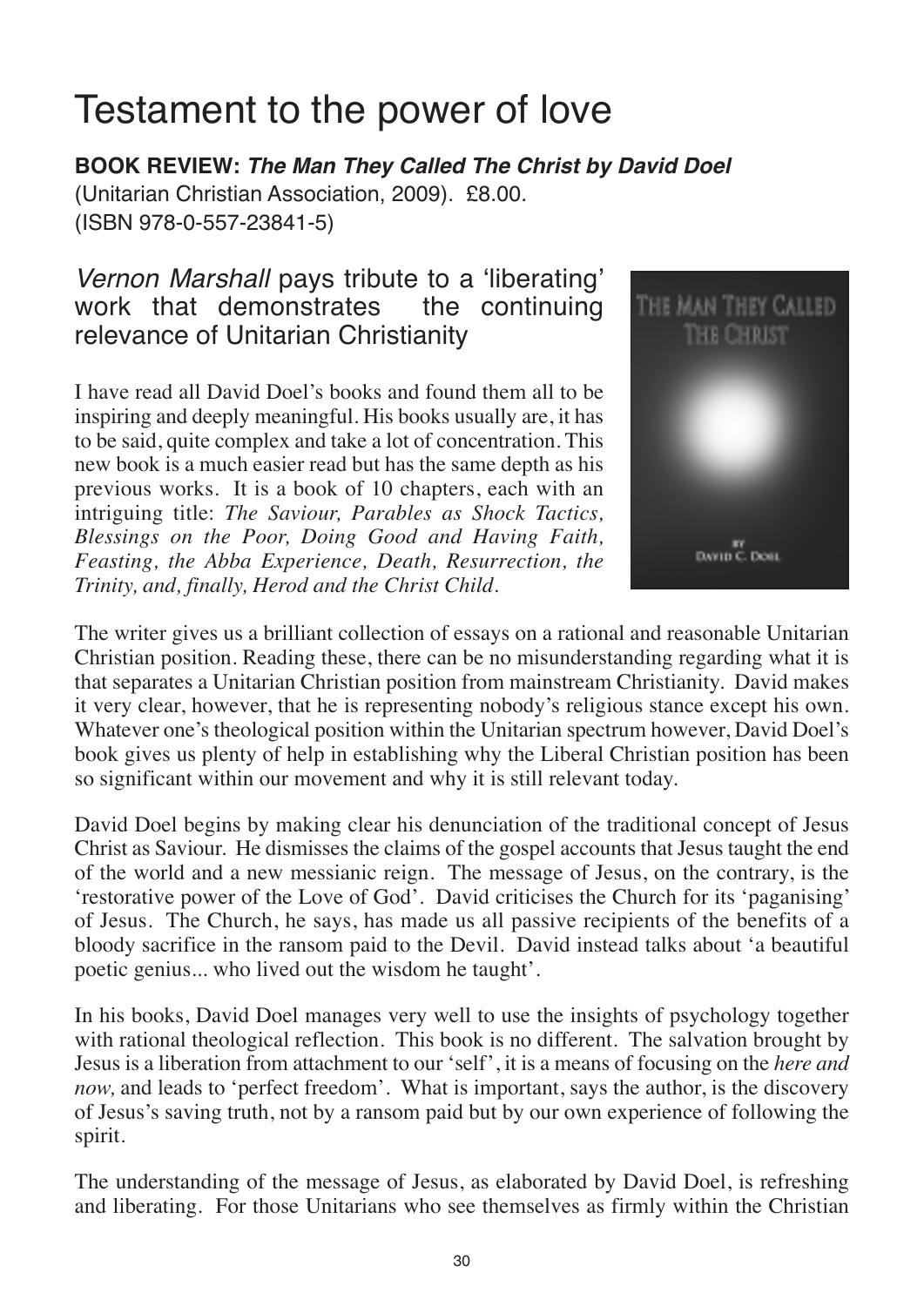# Testament to the power of love

**BOOK REVIEW: *The Man They Called The Christ by David Doel***
(Unitarian Christian Association, 2009). £8.00.
(ISBN 978-0-557-23841-5)

## *Vernon Marshall* pays tribute to a 'liberating' work that demonstrates the continuing relevance of Unitarian Christianity

I have read all David Doel's books and found them all to be inspiring and deeply meaningful. His books usually are, it has to be said, quite complex and take a lot of concentration. This new book is a much easier read but has the same depth as his previous works. It is a book of 10 chapters, each with an intriguing title: *The Saviour, Parables as Shock Tactics, Blessings on the Poor, Doing Good and Having Faith, Feasting, the Abba Experience, Death, Resurrection, the Trinity, and, finally, Herod and the Christ Child.*

The writer gives us a brilliant collection of essays on a rational and reasonable Unitarian Christian position. Reading these, there can be no misunderstanding regarding what it is that separates a Unitarian Christian position from mainstream Christianity. David makes it very clear, however, that he is representing nobody's religious stance except his own. Whatever one's theological position within the Unitarian spectrum however, David Doel's book gives us plenty of help in establishing why the Liberal Christian position has been so significant within our movement and why it is still relevant today.

David Doel begins by making clear his denunciation of the traditional concept of Jesus Christ as Saviour. He dismisses the claims of the gospel accounts that Jesus taught the end of the world and a new messianic reign. The message of Jesus, on the contrary, is the 'restorative power of the Love of God'. David criticises the Church for its 'paganising' of Jesus. The Church, he says, has made us all passive recipients of the benefits of a bloody sacrifice in the ransom paid to the Devil. David instead talks about 'a beautiful poetic genius... who lived out the wisdom he taught'.

In his books, David Doel manages very well to use the insights of psychology together with rational theological reflection. This book is no different. The salvation brought by Jesus is a liberation from attachment to our 'self', it is a means of focusing on the *here and now,* and leads to 'perfect freedom'. What is important, says the author, is the discovery of Jesus's saving truth, not by a ransom paid but by our own experience of following the spirit.

The understanding of the message of Jesus, as elaborated by David Doel, is refreshing and liberating. For those Unitarians who see themselves as firmly within the Christian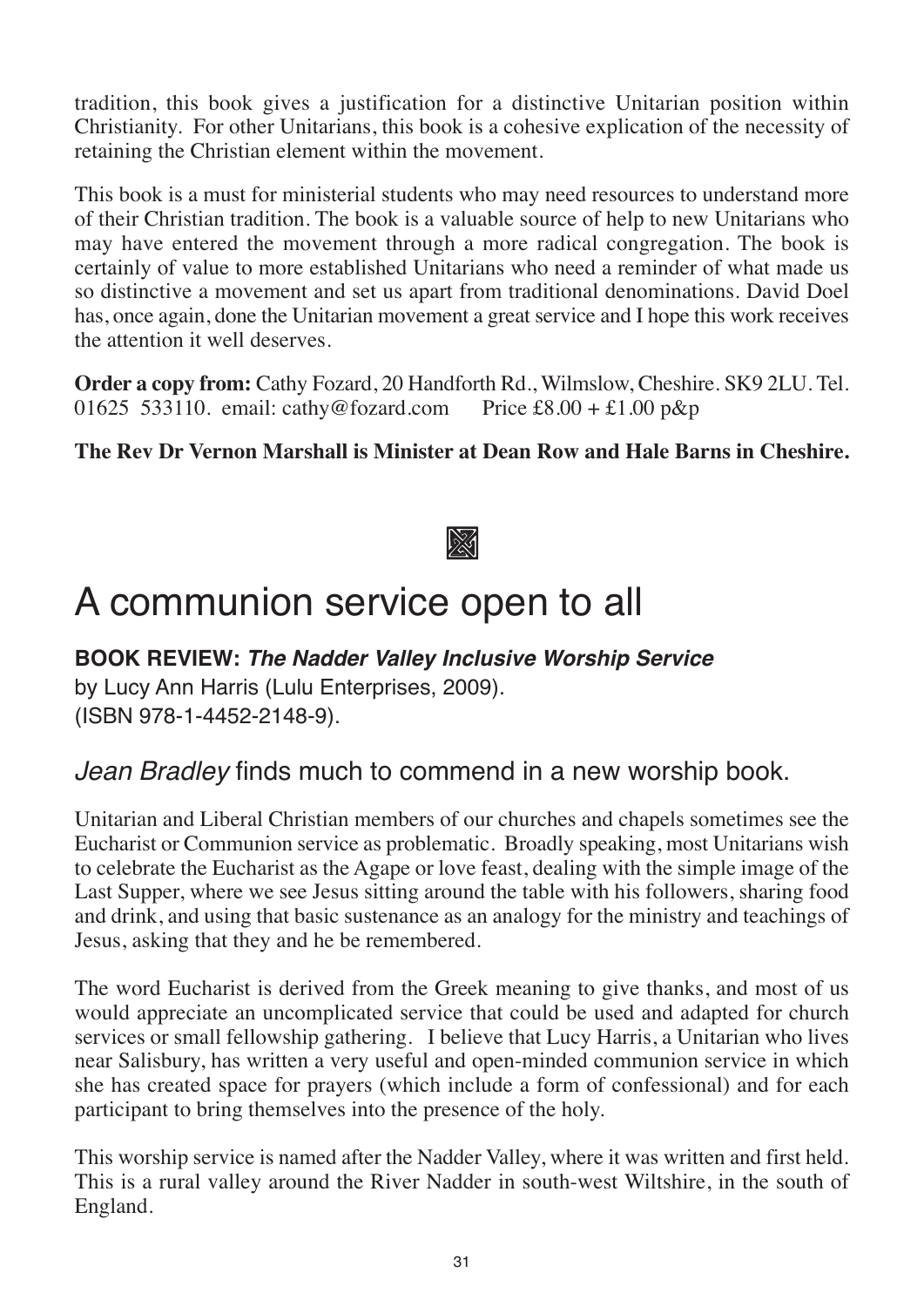tradition, this book gives a justification for a distinctive Unitarian position within Christianity. For other Unitarians, this book is a cohesive explication of the necessity of retaining the Christian element within the movement.

This book is a must for ministerial students who may need resources to understand more of their Christian tradition. The book is a valuable source of help to new Unitarians who may have entered the movement through a more radical congregation. The book is certainly of value to more established Unitarians who need a reminder of what made us so distinctive a movement and set us apart from traditional denominations. David Doel has, once again, done the Unitarian movement a great service and I hope this work receives the attention it well deserves.

**Order a copy from:** Cathy Fozard, 20 Handforth Rd., Wilmslow, Cheshire. SK9 2LU. Tel. 01625 533110. email: cathy@fozard.com Price £8.00 + £1.00 p&p

**The Rev Dr Vernon Marshall is Minister at Dean Row and Hale Barns in Cheshire.**

# A communion service open to all

**BOOK REVIEW: *The Nadder Valley Inclusive Worship Service***
by Lucy Ann Harris (Lulu Enterprises, 2009).
(ISBN 978-1-4452-2148-9).

## *Jean Bradley* finds much to commend in a new worship book.

Unitarian and Liberal Christian members of our churches and chapels sometimes see the Eucharist or Communion service as problematic. Broadly speaking, most Unitarians wish to celebrate the Eucharist as the Agape or love feast, dealing with the simple image of the Last Supper, where we see Jesus sitting around the table with his followers, sharing food and drink, and using that basic sustenance as an analogy for the ministry and teachings of Jesus, asking that they and he be remembered.

The word Eucharist is derived from the Greek meaning to give thanks, and most of us would appreciate an uncomplicated service that could be used and adapted for church services or small fellowship gathering. I believe that Lucy Harris, a Unitarian who lives near Salisbury, has written a very useful and open-minded communion service in which she has created space for prayers (which include a form of confessional) and for each participant to bring themselves into the presence of the holy.

This worship service is named after the Nadder Valley, where it was written and first held. This is a rural valley around the River Nadder in south-west Wiltshire, in the south of England.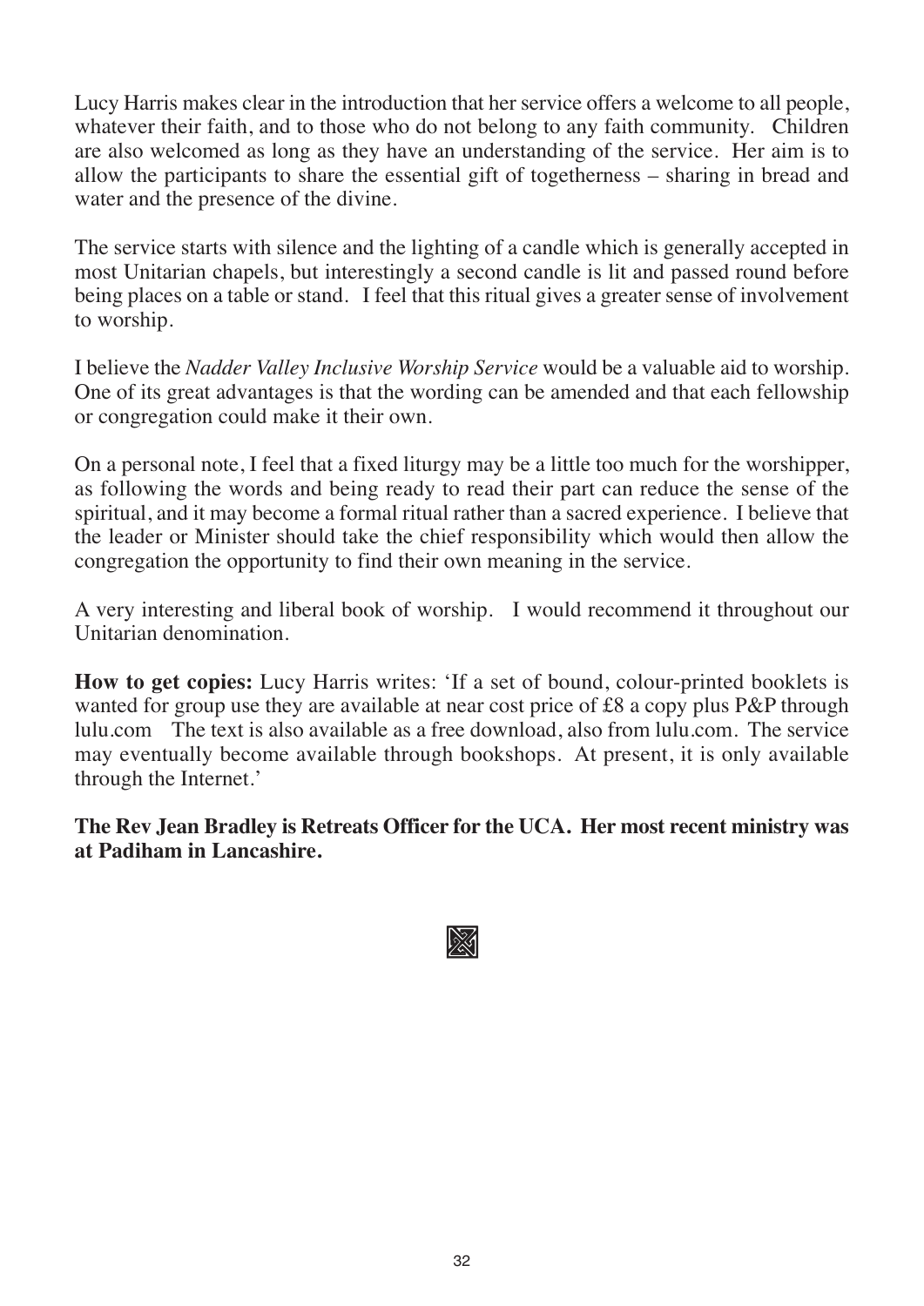Lucy Harris makes clear in the introduction that her service offers a welcome to all people, whatever their faith, and to those who do not belong to any faith community. Children are also welcomed as long as they have an understanding of the service. Her aim is to allow the participants to share the essential gift of togetherness – sharing in bread and water and the presence of the divine.

The service starts with silence and the lighting of a candle which is generally accepted in most Unitarian chapels, but interestingly a second candle is lit and passed round before being places on a table or stand. I feel that this ritual gives a greater sense of involvement to worship.

I believe the *Nadder Valley Inclusive Worship Service* would be a valuable aid to worship. One of its great advantages is that the wording can be amended and that each fellowship or congregation could make it their own.

On a personal note, I feel that a fixed liturgy may be a little too much for the worshipper, as following the words and being ready to read their part can reduce the sense of the spiritual, and it may become a formal ritual rather than a sacred experience. I believe that the leader or Minister should take the chief responsibility which would then allow the congregation the opportunity to find their own meaning in the service.

A very interesting and liberal book of worship. I would recommend it throughout our Unitarian denomination.

**How to get copies:** Lucy Harris writes: 'If a set of bound, colour-printed booklets is wanted for group use they are available at near cost price of £8 a copy plus P&P through lulu.com The text is also available as a free download, also from lulu.com. The service may eventually become available through bookshops. At present, it is only available through the Internet.'

**The Rev Jean Bradley is Retreats Officer for the UCA. Her most recent ministry was at Padiham in Lancashire.**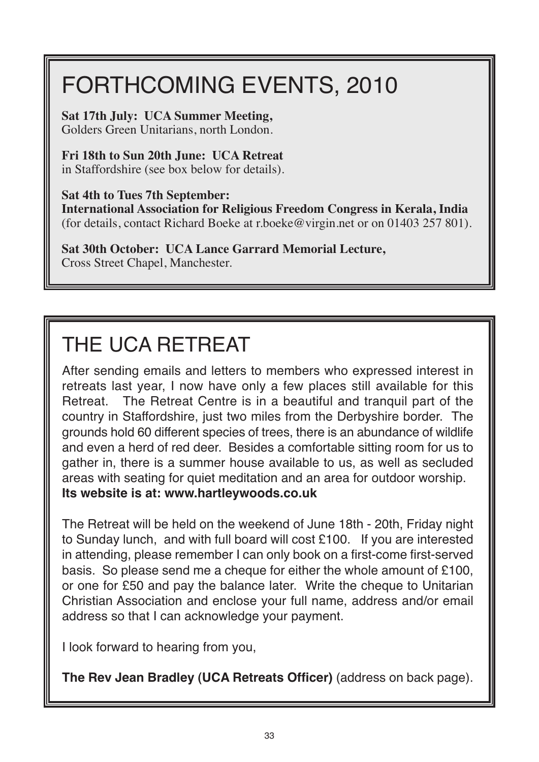# FORTHCOMING EVENTS, 2010

**Sat 17th July: UCA Summer Meeting,**
Golders Green Unitarians, north London.

**Fri 18th to Sun 20th June: UCA Retreat**
in Staffordshire (see box below for details).

**Sat 4th to Tues 7th September:**
**International Association for Religious Freedom Congress in Kerala, India**
(for details, contact Richard Boeke at r.boeke@virgin.net or on 01403 257 801).

**Sat 30th October: UCA Lance Garrard Memorial Lecture,**
Cross Street Chapel, Manchester.

# THE UCA RETREAT

After sending emails and letters to members who expressed interest in retreats last year, I now have only a few places still available for this Retreat. The Retreat Centre is in a beautiful and tranquil part of the country in Staffordshire, just two miles from the Derbyshire border. The grounds hold 60 different species of trees, there is an abundance of wildlife and even a herd of red deer. Besides a comfortable sitting room for us to gather in, there is a summer house available to us, as well as secluded areas with seating for quiet meditation and an area for outdoor worship.
**Its website is at: www.hartleywoods.co.uk**

The Retreat will be held on the weekend of June 18th - 20th, Friday night to Sunday lunch, and with full board will cost £100. If you are interested in attending, please remember I can only book on a first-come first-served basis. So please send me a cheque for either the whole amount of £100, or one for £50 and pay the balance later. Write the cheque to Unitarian Christian Association and enclose your full name, address and/or email address so that I can acknowledge your payment.

I look forward to hearing from you,

**The Rev Jean Bradley (UCA Retreats Officer)** (address on back page).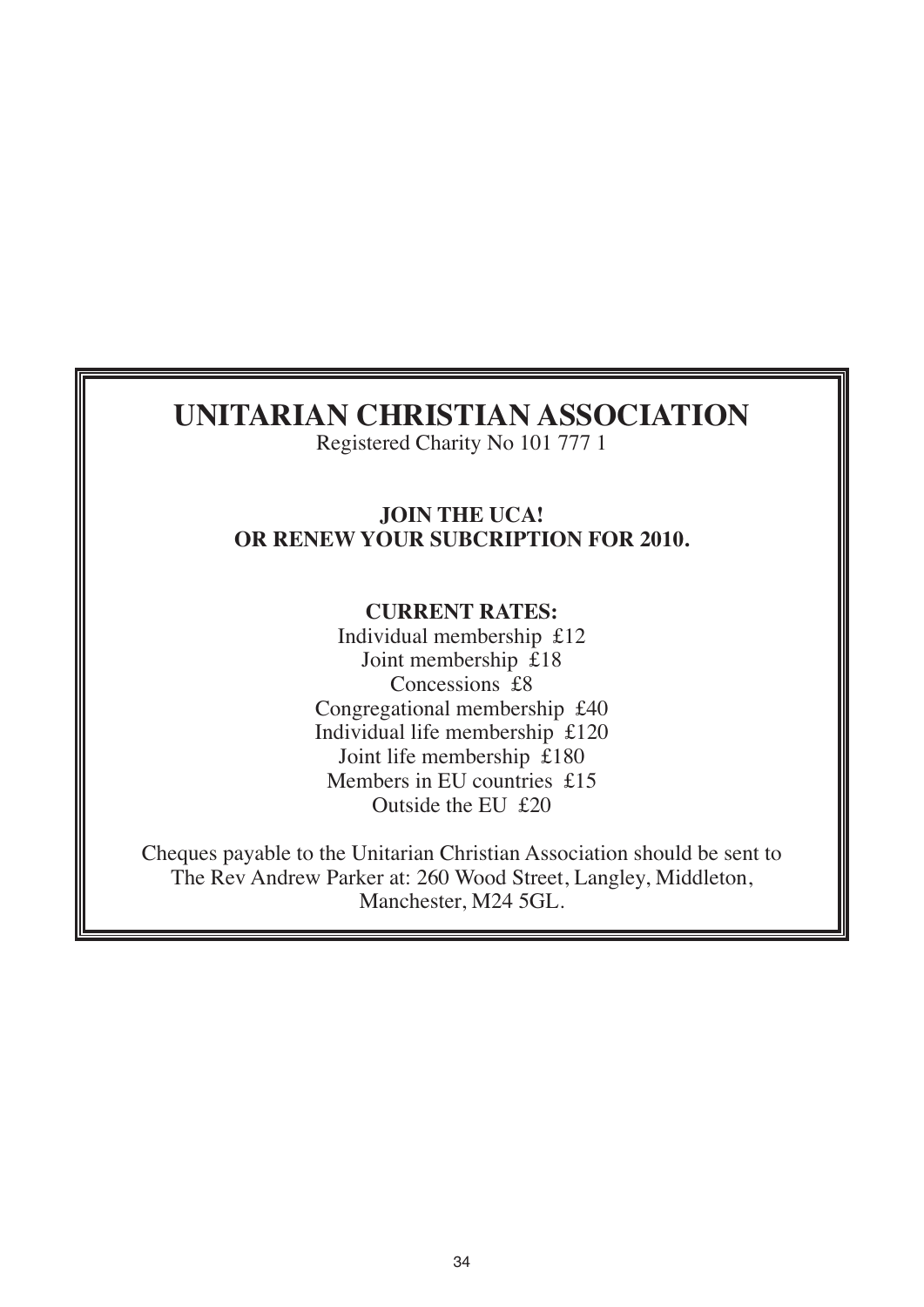# UNITARIAN CHRISTIAN ASSOCIATION

Registered Charity No 101 777 1

**JOIN THE UCA!**
**OR RENEW YOUR SUBCRIPTION FOR 2010.**

**CURRENT RATES:**

Individual membership £12
Joint membership £18
Concessions £8
Congregational membership £40
Individual life membership £120
Joint life membership £180
Members in EU countries £15
Outside the EU £20

Cheques payable to the Unitarian Christian Association should be sent to The Rev Andrew Parker at: 260 Wood Street, Langley, Middleton, Manchester, M24 5GL.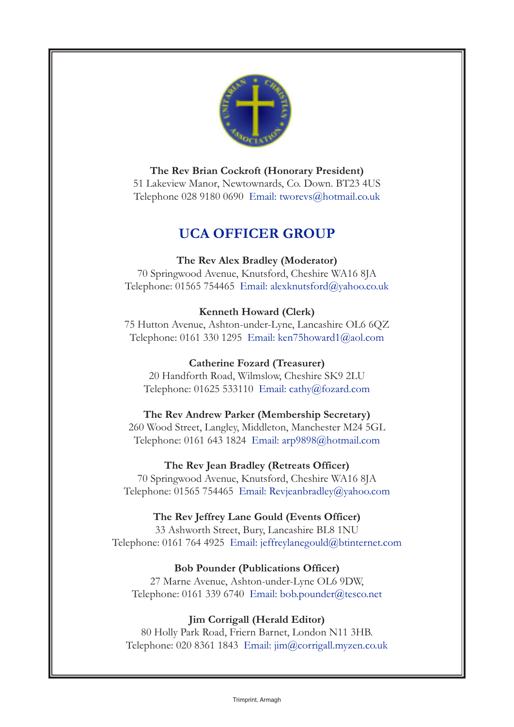**The Rev Brian Cockroft (Honorary President)**
51 Lakeview Manor, Newtownards, Co. Down. BT23 4US
Telephone 028 9180 0690 Email: tworevs@hotmail.co.uk

## UCA OFFICER GROUP

**The Rev Alex Bradley (Moderator)**
70 Springwood Avenue, Knutsford, Cheshire WA16 8JA
Telephone: 01565 754465 Email: alexknutsford@yahoo.co.uk

**Kenneth Howard (Clerk)**
75 Hutton Avenue, Ashton-under-Lyne, Lancashire OL6 6QZ
Telephone: 0161 330 1295 Email: ken75howard1@aol.com

**Catherine Fozard (Treasurer)**
20 Handforth Road, Wilmslow, Cheshire SK9 2LU
Telephone: 01625 533110 Email: cathy@fozard.com

**The Rev Andrew Parker (Membership Secretary)**
260 Wood Street, Langley, Middleton, Manchester M24 5GL
Telephone: 0161 643 1824 Email: arp9898@hotmail.com

**The Rev Jean Bradley (Retreats Officer)**
70 Springwood Avenue, Knutsford, Cheshire WA16 8JA
Telephone: 01565 754465 Email: Revjeanbradley@yahoo.com

**The Rev Jeffrey Lane Gould (Events Officer)**
33 Ashworth Street, Bury, Lancashire BL8 1NU
Telephone: 0161 764 4925 Email: jeffreylanegould@btinternet.com

**Bob Pounder (Publications Officer)**
27 Marne Avenue, Ashton-under-Lyne OL6 9DW,
Telephone: 0161 339 6740 Email: bob.pounder@tesco.net

**Jim Corrigall (Herald Editor)**
80 Holly Park Road, Friern Barnet, London N11 3HB.
Telephone: 020 8361 1843 Email: jim@corrigall.myzen.co.uk

Trimprint, Armagh